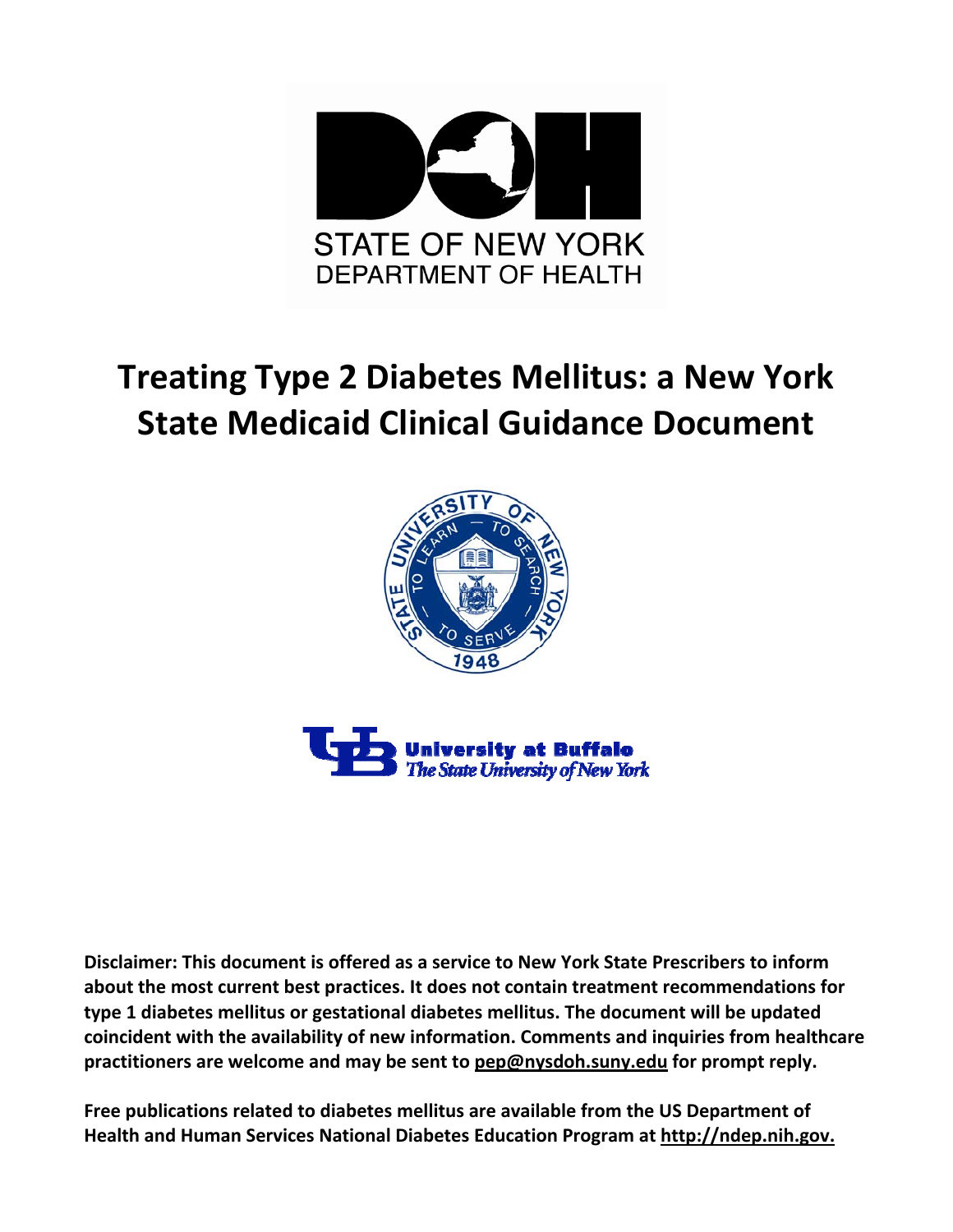STATE OF NEW YORK
DEPARTMENT OF HEALTH

# Treating Type 2 Diabetes Mellitus: a New York State Medicaid Clinical Guidance Document

**Disclaimer: This document is offered as a service to New York State Prescribers to inform about the most current best practices. It does not contain treatment recommendations for type 1 diabetes mellitus or gestational diabetes mellitus. The document will be updated coincident with the availability of new information. Comments and inquiries from healthcare practitioners are welcome and may be sent to pep@nysdoh.suny.edu for prompt reply.**

**Free publications related to diabetes mellitus are available from the US Department of Health and Human Services National Diabetes Education Program at http://ndep.nih.gov.**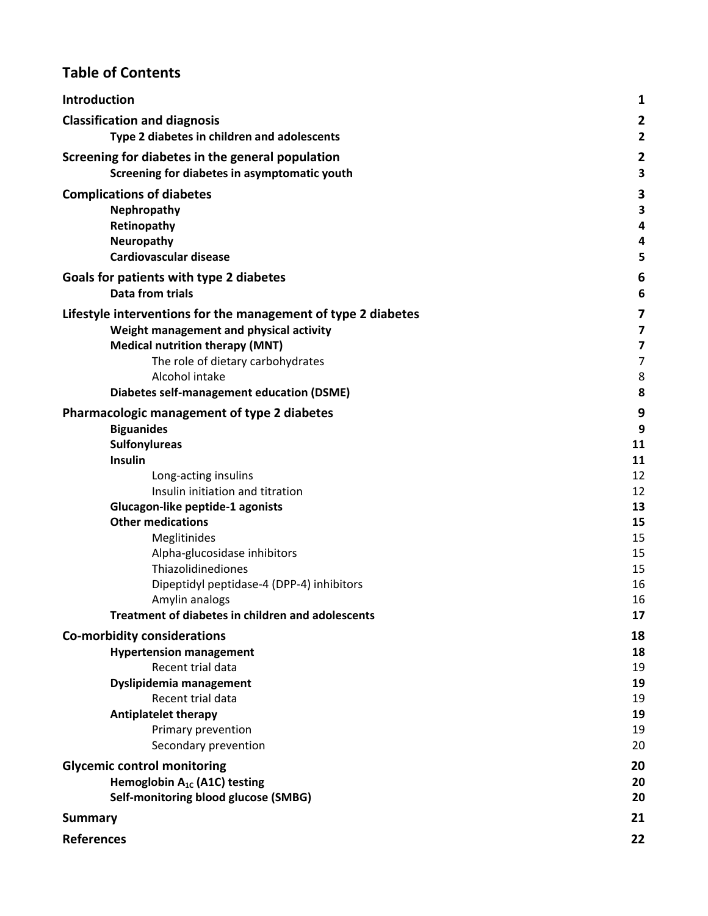## Table of Contents

| | |
|---|---|
| **Introduction** | **1** |
| **Classification and diagnosis** | **2** |
| **Type 2 diabetes in children and adolescents** | **2** |
| **Screening for diabetes in the general population** | **2** |
| **Screening for diabetes in asymptomatic youth** | **3** |
| **Complications of diabetes** | **3** |
| **Nephropathy** | **3** |
| **Retinopathy** | **4** |
| **Neuropathy** | **4** |
| **Cardiovascular disease** | **5** |
| **Goals for patients with type 2 diabetes** | **6** |
| **Data from trials** | **6** |
| **Lifestyle interventions for the management of type 2 diabetes** | **7** |
| **Weight management and physical activity** | **7** |
| **Medical nutrition therapy (MNT)** | **7** |
| The role of dietary carbohydrates | 7 |
| Alcohol intake | 8 |
| **Diabetes self-management education (DSME)** | **8** |
| **Pharmacologic management of type 2 diabetes** | **9** |
| **Biguanides** | **9** |
| **Sulfonylureas** | **11** |
| **Insulin** | **11** |
| Long-acting insulins | 12 |
| Insulin initiation and titration | 12 |
| **Glucagon-like peptide-1 agonists** | **13** |
| **Other medications** | **15** |
| Meglitinides | 15 |
| Alpha-glucosidase inhibitors | 15 |
| Thiazolidinediones | 15 |
| Dipeptidyl peptidase-4 (DPP-4) inhibitors | 16 |
| Amylin analogs | 16 |
| **Treatment of diabetes in children and adolescents** | **17** |
| **Co-morbidity considerations** | **18** |
| **Hypertension management** | **18** |
| Recent trial data | 19 |
| **Dyslipidemia management** | **19** |
| Recent trial data | 19 |
| **Antiplatelet therapy** | **19** |
| Primary prevention | 19 |
| Secondary prevention | 20 |
| **Glycemic control monitoring** | **20** |
| **Hemoglobin $A_{1C}$ (A1C) testing** | **20** |
| **Self-monitoring blood glucose (SMBG)** | **20** |
| **Summary** | **21** |
| **References** | **22** |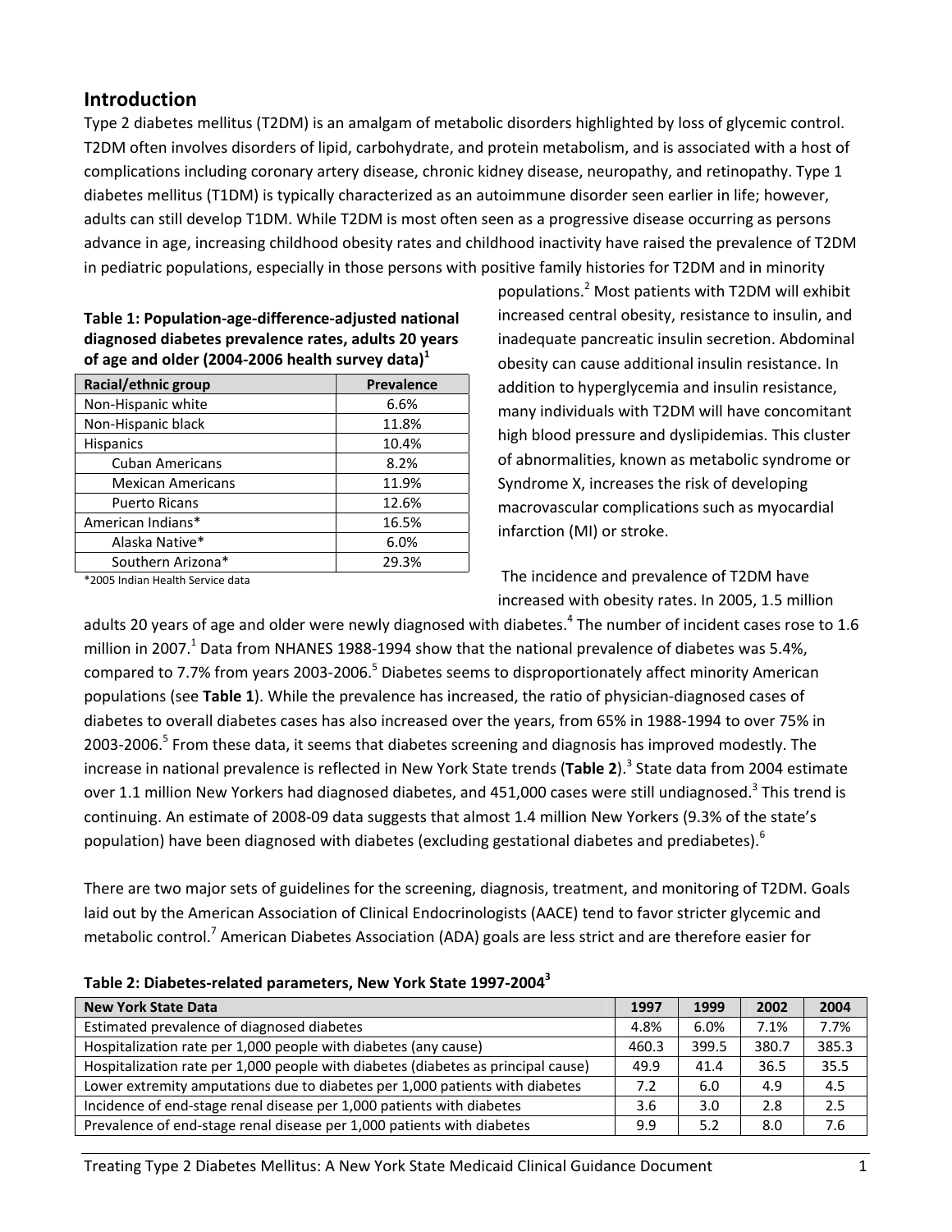## Introduction

Type 2 diabetes mellitus (T2DM) is an amalgam of metabolic disorders highlighted by loss of glycemic control. T2DM often involves disorders of lipid, carbohydrate, and protein metabolism, and is associated with a host of complications including coronary artery disease, chronic kidney disease, neuropathy, and retinopathy. Type 1 diabetes mellitus (T1DM) is typically characterized as an autoimmune disorder seen earlier in life; however, adults can still develop T1DM. While T2DM is most often seen as a progressive disease occurring as persons advance in age, increasing childhood obesity rates and childhood inactivity have raised the prevalence of T2DM in pediatric populations, especially in those persons with positive family histories for T2DM and in minority populations.[2] Most patients with T2DM will exhibit increased central obesity, resistance to insulin, and inadequate pancreatic insulin secretion. Abdominal obesity can cause additional insulin resistance. In addition to hyperglycemia and insulin resistance, many individuals with T2DM will have concomitant high blood pressure and dyslipidemias. This cluster of abnormalities, known as metabolic syndrome or Syndrome X, increases the risk of developing macrovascular complications such as myocardial infarction (MI) or stroke.

**Table 1: Population-age-difference-adjusted national diagnosed diabetes prevalence rates, adults 20 years of age and older (2004-2006 health survey data)[1]**

| Racial/ethnic group | Prevalence |
|---|---|
| Non-Hispanic white | 6.6% |
| Non-Hispanic black | 11.8% |
| Hispanics | 10.4% |
| Cuban Americans | 8.2% |
| Mexican Americans | 11.9% |
| Puerto Ricans | 12.6% |
| American Indians* | 16.5% |
| Alaska Native* | 6.0% |
| Southern Arizona* | 29.3% |

*2005 Indian Health Service data

The incidence and prevalence of T2DM have increased with obesity rates. In 2005, 1.5 million adults 20 years of age and older were newly diagnosed with diabetes.[4] The number of incident cases rose to 1.6 million in 2007.[1] Data from NHANES 1988-1994 show that the national prevalence of diabetes was 5.4%, compared to 7.7% from years 2003-2006.[5] Diabetes seems to disproportionately affect minority American populations (see **Table 1**). While the prevalence has increased, the ratio of physician-diagnosed cases of diabetes to overall diabetes cases has also increased over the years, from 65% in 1988-1994 to over 75% in 2003-2006.[5] From these data, it seems that diabetes screening and diagnosis has improved modestly. The increase in national prevalence is reflected in New York State trends (**Table 2**).[3] State data from 2004 estimate over 1.1 million New Yorkers had diagnosed diabetes, and 451,000 cases were still undiagnosed.[3] This trend is continuing. An estimate of 2008-09 data suggests that almost 1.4 million New Yorkers (9.3% of the state's population) have been diagnosed with diabetes (excluding gestational diabetes and prediabetes).[6]

There are two major sets of guidelines for the screening, diagnosis, treatment, and monitoring of T2DM. Goals laid out by the American Association of Clinical Endocrinologists (AACE) tend to favor stricter glycemic and metabolic control.[7] American Diabetes Association (ADA) goals are less strict and are therefore easier for

**Table 2: Diabetes-related parameters, New York State 1997-2004[3]**

| New York State Data | 1997 | 1999 | 2002 | 2004 |
|---|---|---|---|---|
| Estimated prevalence of diagnosed diabetes | 4.8% | 6.0% | 7.1% | 7.7% |
| Hospitalization rate per 1,000 people with diabetes (any cause) | 460.3 | 399.5 | 380.7 | 385.3 |
| Hospitalization rate per 1,000 people with diabetes (diabetes as principal cause) | 49.9 | 41.4 | 36.5 | 35.5 |
| Lower extremity amputations due to diabetes per 1,000 patients with diabetes | 7.2 | 6.0 | 4.9 | 4.5 |
| Incidence of end-stage renal disease per 1,000 patients with diabetes | 3.6 | 3.0 | 2.8 | 2.5 |
| Prevalence of end-stage renal disease per 1,000 patients with diabetes | 9.9 | 5.2 | 8.0 | 7.6 |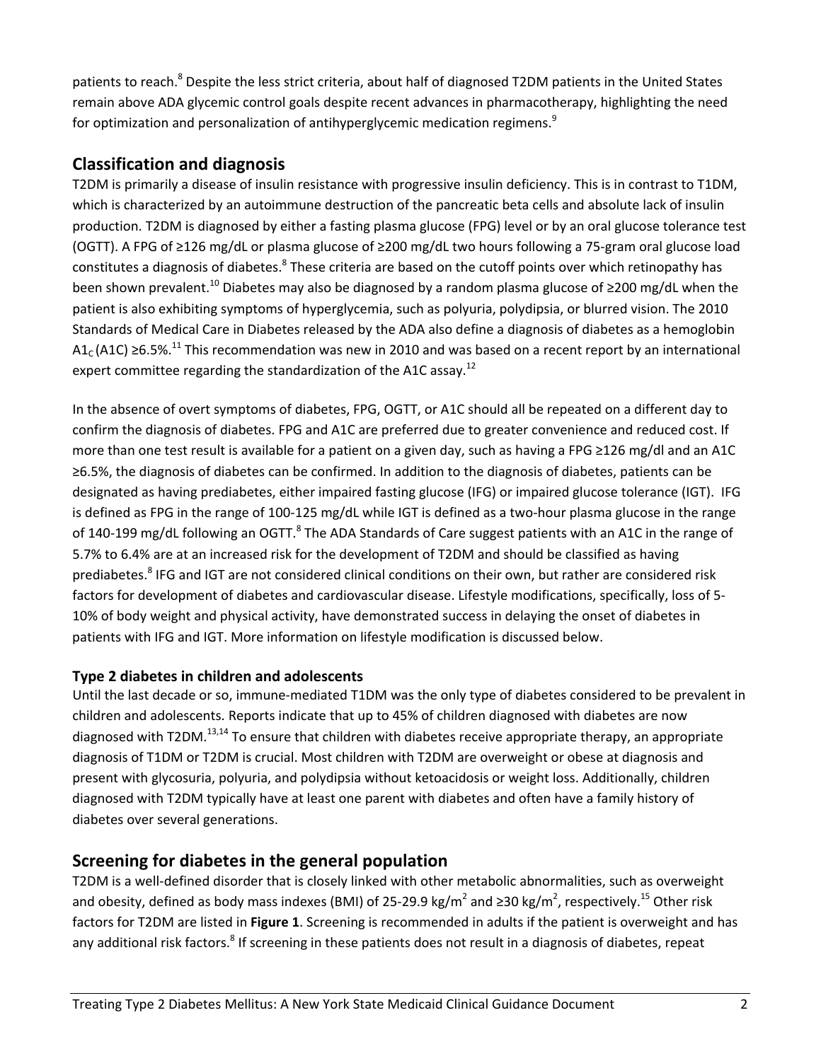patients to reach.[8] Despite the less strict criteria, about half of diagnosed T2DM patients in the United States remain above ADA glycemic control goals despite recent advances in pharmacotherapy, highlighting the need for optimization and personalization of antihyperglycemic medication regimens.[9]

## Classification and diagnosis

T2DM is primarily a disease of insulin resistance with progressive insulin deficiency. This is in contrast to T1DM, which is characterized by an autoimmune destruction of the pancreatic beta cells and absolute lack of insulin production. T2DM is diagnosed by either a fasting plasma glucose (FPG) level or by an oral glucose tolerance test (OGTT). A FPG of ≥126 mg/dL or plasma glucose of ≥200 mg/dL two hours following a 75-gram oral glucose load constitutes a diagnosis of diabetes.[8] These criteria are based on the cutoff points over which retinopathy has been shown prevalent.[10] Diabetes may also be diagnosed by a random plasma glucose of ≥200 mg/dL when the patient is also exhibiting symptoms of hyperglycemia, such as polyuria, polydipsia, or blurred vision. The 2010 Standards of Medical Care in Diabetes released by the ADA also define a diagnosis of diabetes as a hemoglobin $A1_C$ (A1C) ≥6.5%.[11] This recommendation was new in 2010 and was based on a recent report by an international expert committee regarding the standardization of the A1C assay.[12]

In the absence of overt symptoms of diabetes, FPG, OGTT, or A1C should all be repeated on a different day to confirm the diagnosis of diabetes. FPG and A1C are preferred due to greater convenience and reduced cost. If more than one test result is available for a patient on a given day, such as having a FPG ≥126 mg/dl and an A1C ≥6.5%, the diagnosis of diabetes can be confirmed. In addition to the diagnosis of diabetes, patients can be designated as having prediabetes, either impaired fasting glucose (IFG) or impaired glucose tolerance (IGT). IFG is defined as FPG in the range of 100-125 mg/dL while IGT is defined as a two-hour plasma glucose in the range of 140-199 mg/dL following an OGTT.[8] The ADA Standards of Care suggest patients with an A1C in the range of 5.7% to 6.4% are at an increased risk for the development of T2DM and should be classified as having prediabetes.[8] IFG and IGT are not considered clinical conditions on their own, but rather are considered risk factors for development of diabetes and cardiovascular disease. Lifestyle modifications, specifically, loss of 5-10% of body weight and physical activity, have demonstrated success in delaying the onset of diabetes in patients with IFG and IGT. More information on lifestyle modification is discussed below.

### Type 2 diabetes in children and adolescents

Until the last decade or so, immune-mediated T1DM was the only type of diabetes considered to be prevalent in children and adolescents. Reports indicate that up to 45% of children diagnosed with diabetes are now diagnosed with T2DM.[13,14] To ensure that children with diabetes receive appropriate therapy, an appropriate diagnosis of T1DM or T2DM is crucial. Most children with T2DM are overweight or obese at diagnosis and present with glycosuria, polyuria, and polydipsia without ketoacidosis or weight loss. Additionally, children diagnosed with T2DM typically have at least one parent with diabetes and often have a family history of diabetes over several generations.

## Screening for diabetes in the general population

T2DM is a well-defined disorder that is closely linked with other metabolic abnormalities, such as overweight and obesity, defined as body mass indexes (BMI) of 25-29.9 kg/m$^2$ and ≥30 kg/m$^2$, respectively.[15] Other risk factors for T2DM are listed in **Figure 1**. Screening is recommended in adults if the patient is overweight and has any additional risk factors.[8] If screening in these patients does not result in a diagnosis of diabetes, repeat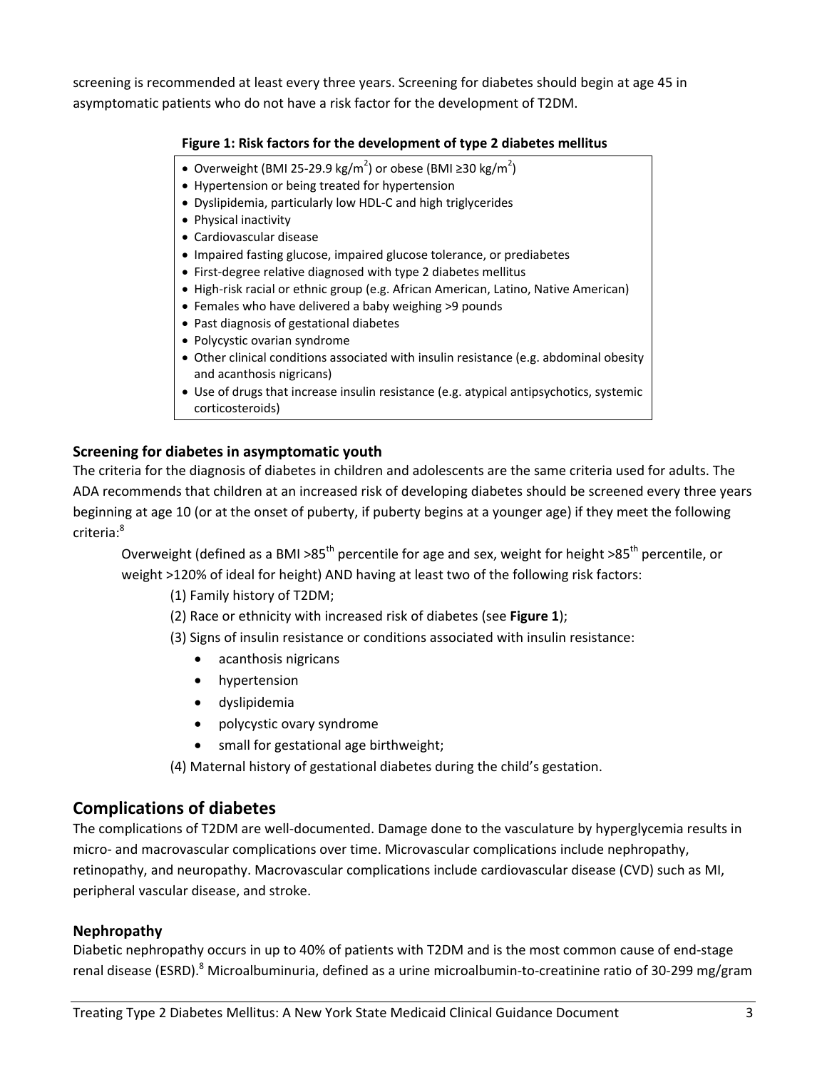screening is recommended at least every three years. Screening for diabetes should begin at age 45 in asymptomatic patients who do not have a risk factor for the development of T2DM.

**Figure 1: Risk factors for the development of type 2 diabetes mellitus**

- Overweight (BMI 25-29.9 kg/$m^2$) or obese (BMI ≥30 kg/$m^2$)
- Hypertension or being treated for hypertension
- Dyslipidemia, particularly low HDL-C and high triglycerides
- Physical inactivity
- Cardiovascular disease
- Impaired fasting glucose, impaired glucose tolerance, or prediabetes
- First-degree relative diagnosed with type 2 diabetes mellitus
- High-risk racial or ethnic group (e.g. African American, Latino, Native American)
- Females who have delivered a baby weighing >9 pounds
- Past diagnosis of gestational diabetes
- Polycystic ovarian syndrome
- Other clinical conditions associated with insulin resistance (e.g. abdominal obesity and acanthosis nigricans)
- Use of drugs that increase insulin resistance (e.g. atypical antipsychotics, systemic corticosteroids)

### Screening for diabetes in asymptomatic youth

The criteria for the diagnosis of diabetes in children and adolescents are the same criteria used for adults. The ADA recommends that children at an increased risk of developing diabetes should be screened every three years beginning at age 10 (or at the onset of puberty, if puberty begins at a younger age) if they meet the following criteria:[8]

Overweight (defined as a BMI >85th percentile for age and sex, weight for height >85th percentile, or weight >120% of ideal for height) AND having at least two of the following risk factors:

(1) Family history of T2DM;

(2) Race or ethnicity with increased risk of diabetes (see **Figure 1**);

(3) Signs of insulin resistance or conditions associated with insulin resistance:

- acanthosis nigricans
- hypertension
- dyslipidemia
- polycystic ovary syndrome
- small for gestational age birthweight;

(4) Maternal history of gestational diabetes during the child's gestation.

## Complications of diabetes

The complications of T2DM are well-documented. Damage done to the vasculature by hyperglycemia results in micro- and macrovascular complications over time. Microvascular complications include nephropathy, retinopathy, and neuropathy. Macrovascular complications include cardiovascular disease (CVD) such as MI, peripheral vascular disease, and stroke.

### Nephropathy

Diabetic nephropathy occurs in up to 40% of patients with T2DM and is the most common cause of end-stage renal disease (ESRD).[8] Microalbuminuria, defined as a urine microalbumin-to-creatinine ratio of 30-299 mg/gram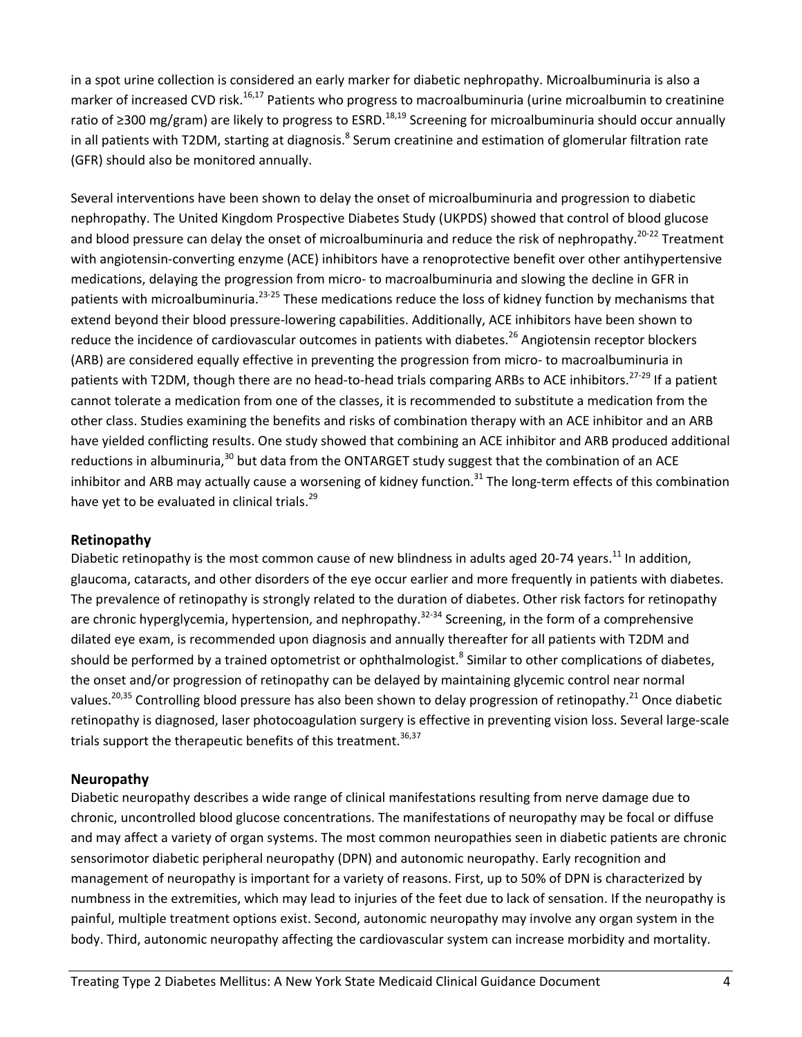in a spot urine collection is considered an early marker for diabetic nephropathy. Microalbuminuria is also a marker of increased CVD risk.[16,17] Patients who progress to macroalbuminuria (urine microalbumin to creatinine ratio of ≥300 mg/gram) are likely to progress to ESRD.[18,19] Screening for microalbuminuria should occur annually in all patients with T2DM, starting at diagnosis.[8] Serum creatinine and estimation of glomerular filtration rate (GFR) should also be monitored annually.

Several interventions have been shown to delay the onset of microalbuminuria and progression to diabetic nephropathy. The United Kingdom Prospective Diabetes Study (UKPDS) showed that control of blood glucose and blood pressure can delay the onset of microalbuminuria and reduce the risk of nephropathy.[20-22] Treatment with angiotensin-converting enzyme (ACE) inhibitors have a renoprotective benefit over other antihypertensive medications, delaying the progression from micro- to macroalbuminuria and slowing the decline in GFR in patients with microalbuminuria.[23-25] These medications reduce the loss of kidney function by mechanisms that extend beyond their blood pressure-lowering capabilities. Additionally, ACE inhibitors have been shown to reduce the incidence of cardiovascular outcomes in patients with diabetes.[26] Angiotensin receptor blockers (ARB) are considered equally effective in preventing the progression from micro- to macroalbuminuria in patients with T2DM, though there are no head-to-head trials comparing ARBs to ACE inhibitors.[27-29] If a patient cannot tolerate a medication from one of the classes, it is recommended to substitute a medication from the other class. Studies examining the benefits and risks of combination therapy with an ACE inhibitor and an ARB have yielded conflicting results. One study showed that combining an ACE inhibitor and ARB produced additional reductions in albuminuria,[30] but data from the ONTARGET study suggest that the combination of an ACE inhibitor and ARB may actually cause a worsening of kidney function.[31] The long-term effects of this combination have yet to be evaluated in clinical trials.[29]

### Retinopathy

Diabetic retinopathy is the most common cause of new blindness in adults aged 20-74 years.[11] In addition, glaucoma, cataracts, and other disorders of the eye occur earlier and more frequently in patients with diabetes. The prevalence of retinopathy is strongly related to the duration of diabetes. Other risk factors for retinopathy are chronic hyperglycemia, hypertension, and nephropathy.[32-34] Screening, in the form of a comprehensive dilated eye exam, is recommended upon diagnosis and annually thereafter for all patients with T2DM and should be performed by a trained optometrist or ophthalmologist.[8] Similar to other complications of diabetes, the onset and/or progression of retinopathy can be delayed by maintaining glycemic control near normal values.[20,35] Controlling blood pressure has also been shown to delay progression of retinopathy.[21] Once diabetic retinopathy is diagnosed, laser photocoagulation surgery is effective in preventing vision loss. Several large-scale trials support the therapeutic benefits of this treatment.[36,37]

### Neuropathy

Diabetic neuropathy describes a wide range of clinical manifestations resulting from nerve damage due to chronic, uncontrolled blood glucose concentrations. The manifestations of neuropathy may be focal or diffuse and may affect a variety of organ systems. The most common neuropathies seen in diabetic patients are chronic sensorimotor diabetic peripheral neuropathy (DPN) and autonomic neuropathy. Early recognition and management of neuropathy is important for a variety of reasons. First, up to 50% of DPN is characterized by numbness in the extremities, which may lead to injuries of the feet due to lack of sensation. If the neuropathy is painful, multiple treatment options exist. Second, autonomic neuropathy may involve any organ system in the body. Third, autonomic neuropathy affecting the cardiovascular system can increase morbidity and mortality.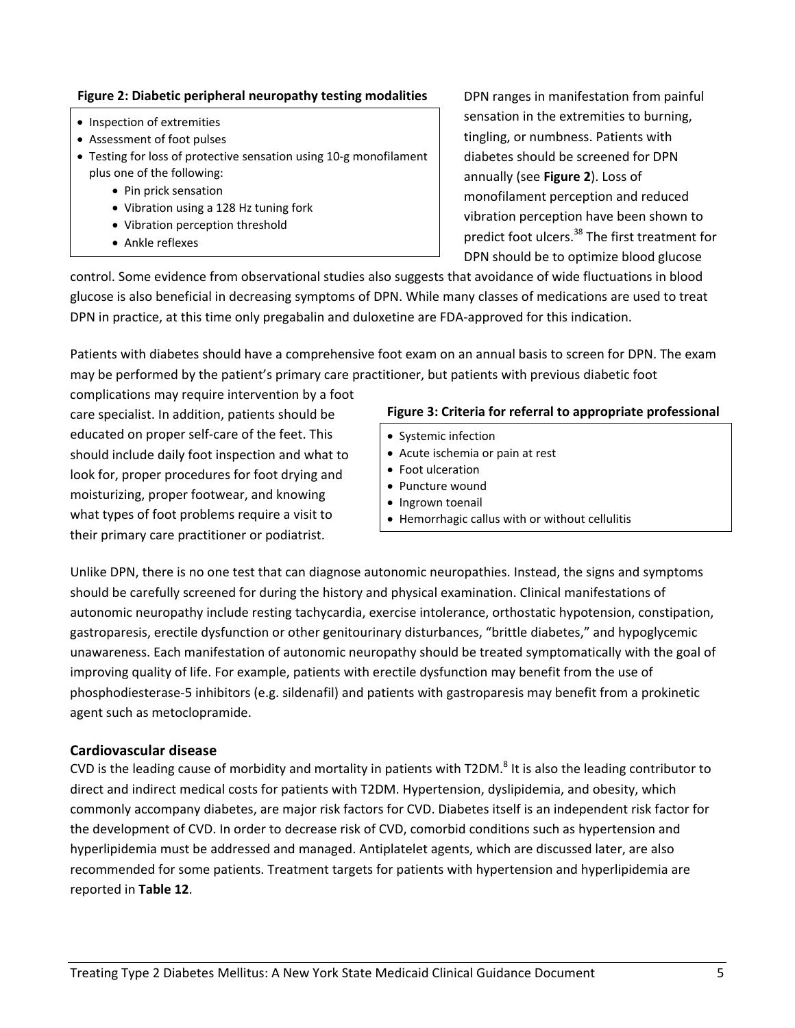**Figure 2: Diabetic peripheral neuropathy testing modalities**

- Inspection of extremities
- Assessment of foot pulses
- Testing for loss of protective sensation using 10-g monofilament plus one of the following:
  - Pin prick sensation
  - Vibration using a 128 Hz tuning fork
  - Vibration perception threshold
  - Ankle reflexes

DPN ranges in manifestation from painful sensation in the extremities to burning, tingling, or numbness. Patients with diabetes should be screened for DPN annually (see **Figure 2**). Loss of monofilament perception and reduced vibration perception have been shown to predict foot ulcers.[38] The first treatment for DPN should be to optimize blood glucose control. Some evidence from observational studies also suggests that avoidance of wide fluctuations in blood glucose is also beneficial in decreasing symptoms of DPN. While many classes of medications are used to treat DPN in practice, at this time only pregabalin and duloxetine are FDA-approved for this indication.

Patients with diabetes should have a comprehensive foot exam on an annual basis to screen for DPN. The exam may be performed by the patient's primary care practitioner, but patients with previous diabetic foot complications may require intervention by a foot care specialist. In addition, patients should be educated on proper self-care of the feet. This should include daily foot inspection and what to look for, proper procedures for foot drying and moisturizing, proper footwear, and knowing what types of foot problems require a visit to their primary care practitioner or podiatrist.

**Figure 3: Criteria for referral to appropriate professional**

- Systemic infection
- Acute ischemia or pain at rest
- Foot ulceration
- Puncture wound
- Ingrown toenail
- Hemorrhagic callus with or without cellulitis

Unlike DPN, there is no one test that can diagnose autonomic neuropathies. Instead, the signs and symptoms should be carefully screened for during the history and physical examination. Clinical manifestations of autonomic neuropathy include resting tachycardia, exercise intolerance, orthostatic hypotension, constipation, gastroparesis, erectile dysfunction or other genitourinary disturbances, "brittle diabetes," and hypoglycemic unawareness. Each manifestation of autonomic neuropathy should be treated symptomatically with the goal of improving quality of life. For example, patients with erectile dysfunction may benefit from the use of phosphodiesterase-5 inhibitors (e.g. sildenafil) and patients with gastroparesis may benefit from a prokinetic agent such as metoclopramide.

## Cardiovascular disease

CVD is the leading cause of morbidity and mortality in patients with T2DM.[8] It is also the leading contributor to direct and indirect medical costs for patients with T2DM. Hypertension, dyslipidemia, and obesity, which commonly accompany diabetes, are major risk factors for CVD. Diabetes itself is an independent risk factor for the development of CVD. In order to decrease risk of CVD, comorbid conditions such as hypertension and hyperlipidemia must be addressed and managed. Antiplatelet agents, which are discussed later, are also recommended for some patients. Treatment targets for patients with hypertension and hyperlipidemia are reported in **Table 12**.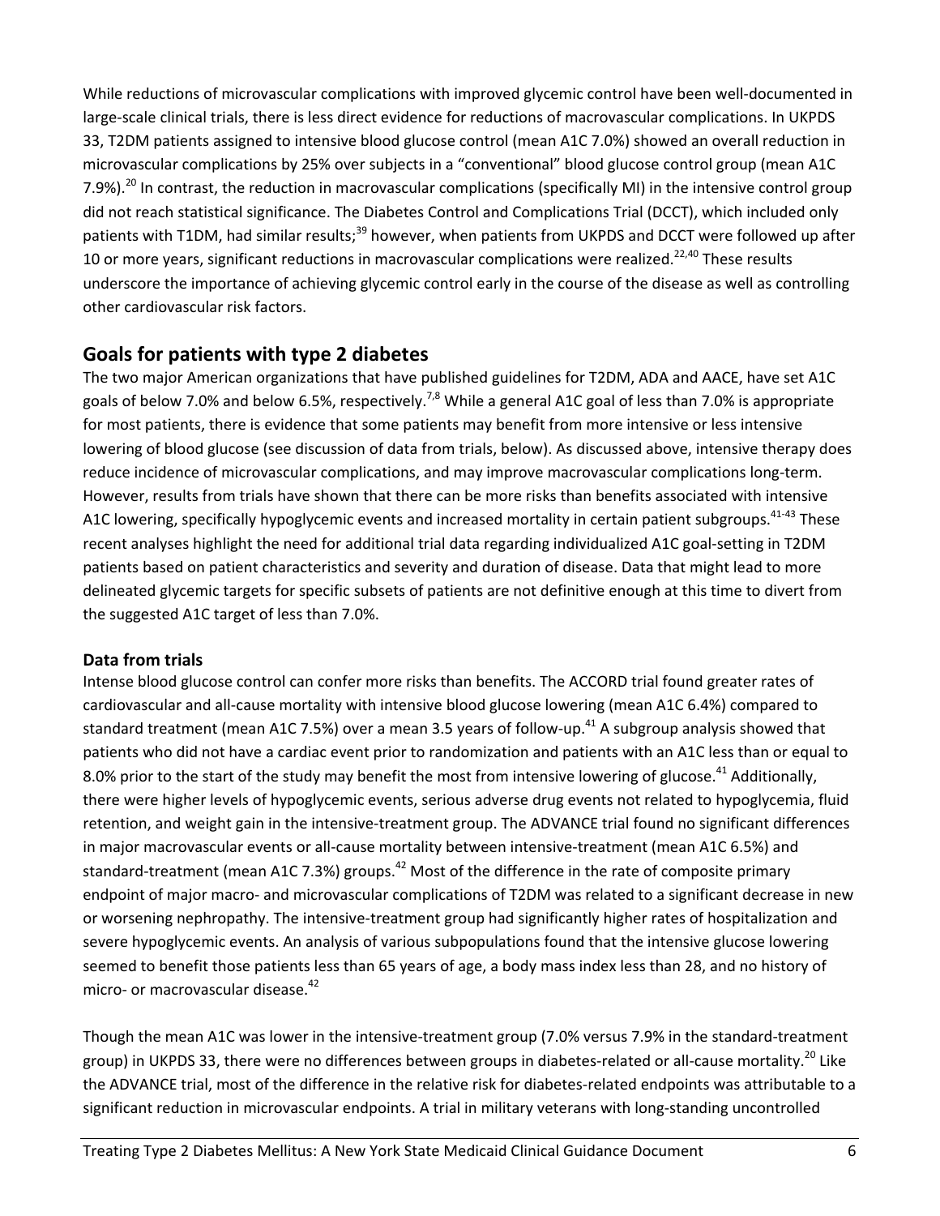While reductions of microvascular complications with improved glycemic control have been well-documented in large-scale clinical trials, there is less direct evidence for reductions of macrovascular complications. In UKPDS 33, T2DM patients assigned to intensive blood glucose control (mean A1C 7.0%) showed an overall reduction in microvascular complications by 25% over subjects in a "conventional" blood glucose control group (mean A1C 7.9%).[20] In contrast, the reduction in macrovascular complications (specifically MI) in the intensive control group did not reach statistical significance. The Diabetes Control and Complications Trial (DCCT), which included only patients with T1DM, had similar results;[39] however, when patients from UKPDS and DCCT were followed up after 10 or more years, significant reductions in macrovascular complications were realized.[22,40] These results underscore the importance of achieving glycemic control early in the course of the disease as well as controlling other cardiovascular risk factors.

## Goals for patients with type 2 diabetes

The two major American organizations that have published guidelines for T2DM, ADA and AACE, have set A1C goals of below 7.0% and below 6.5%, respectively.[7,8] While a general A1C goal of less than 7.0% is appropriate for most patients, there is evidence that some patients may benefit from more intensive or less intensive lowering of blood glucose (see discussion of data from trials, below). As discussed above, intensive therapy does reduce incidence of microvascular complications, and may improve macrovascular complications long-term. However, results from trials have shown that there can be more risks than benefits associated with intensive A1C lowering, specifically hypoglycemic events and increased mortality in certain patient subgroups.[41-43] These recent analyses highlight the need for additional trial data regarding individualized A1C goal-setting in T2DM patients based on patient characteristics and severity and duration of disease. Data that might lead to more delineated glycemic targets for specific subsets of patients are not definitive enough at this time to divert from the suggested A1C target of less than 7.0%.

### Data from trials

Intense blood glucose control can confer more risks than benefits. The ACCORD trial found greater rates of cardiovascular and all-cause mortality with intensive blood glucose lowering (mean A1C 6.4%) compared to standard treatment (mean A1C 7.5%) over a mean 3.5 years of follow-up.[41] A subgroup analysis showed that patients who did not have a cardiac event prior to randomization and patients with an A1C less than or equal to 8.0% prior to the start of the study may benefit the most from intensive lowering of glucose.[41] Additionally, there were higher levels of hypoglycemic events, serious adverse drug events not related to hypoglycemia, fluid retention, and weight gain in the intensive-treatment group. The ADVANCE trial found no significant differences in major macrovascular events or all-cause mortality between intensive-treatment (mean A1C 6.5%) and standard-treatment (mean A1C 7.3%) groups.[42] Most of the difference in the rate of composite primary endpoint of major macro- and microvascular complications of T2DM was related to a significant decrease in new or worsening nephropathy. The intensive-treatment group had significantly higher rates of hospitalization and severe hypoglycemic events. An analysis of various subpopulations found that the intensive glucose lowering seemed to benefit those patients less than 65 years of age, a body mass index less than 28, and no history of micro- or macrovascular disease.[42]

Though the mean A1C was lower in the intensive-treatment group (7.0% versus 7.9% in the standard-treatment group) in UKPDS 33, there were no differences between groups in diabetes-related or all-cause mortality.[20] Like the ADVANCE trial, most of the difference in the relative risk for diabetes-related endpoints was attributable to a significant reduction in microvascular endpoints. A trial in military veterans with long-standing uncontrolled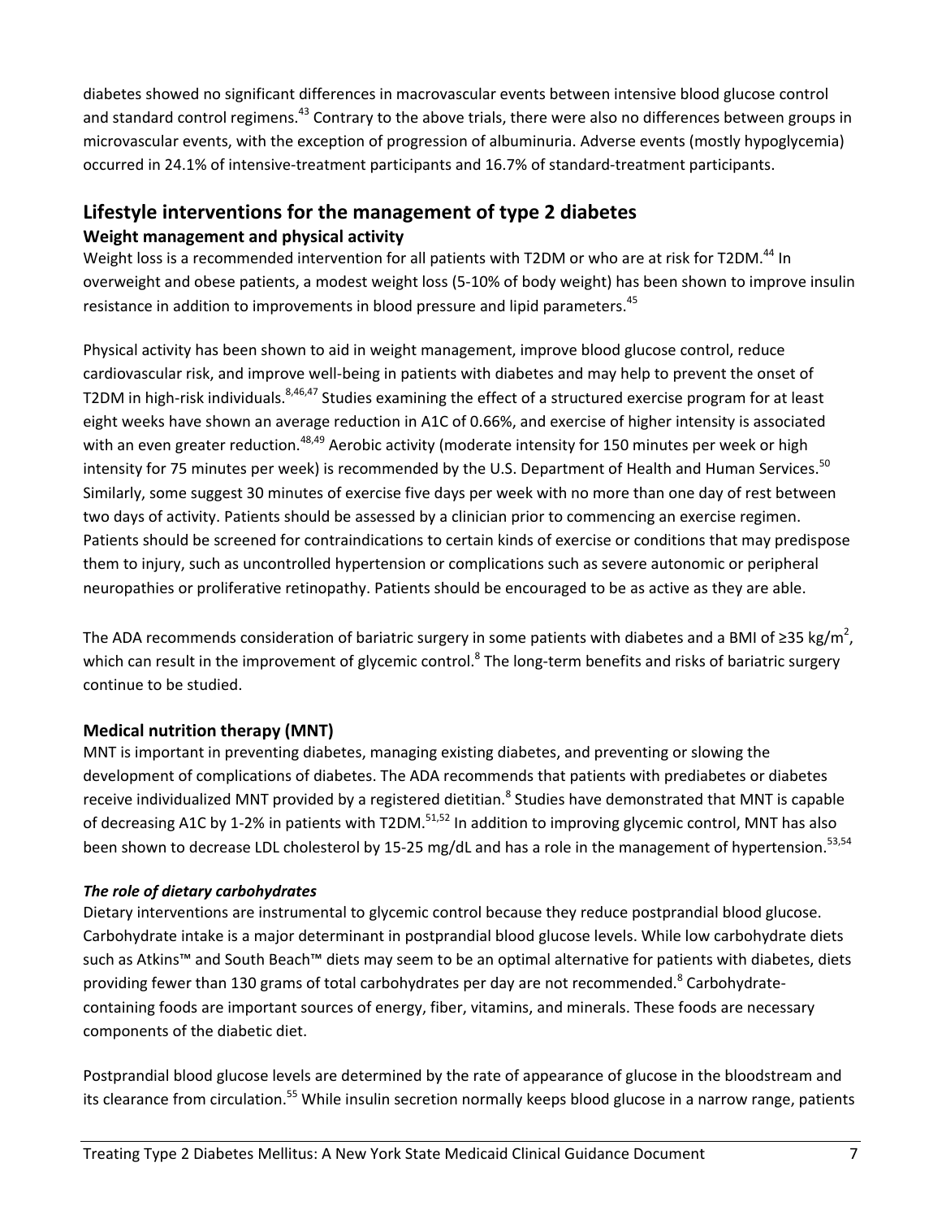diabetes showed no significant differences in macrovascular events between intensive blood glucose control and standard control regimens.[43] Contrary to the above trials, there were also no differences between groups in microvascular events, with the exception of progression of albuminuria. Adverse events (mostly hypoglycemia) occurred in 24.1% of intensive-treatment participants and 16.7% of standard-treatment participants.

## Lifestyle interventions for the management of type 2 diabetes

### Weight management and physical activity

Weight loss is a recommended intervention for all patients with T2DM or who are at risk for T2DM.[44] In overweight and obese patients, a modest weight loss (5-10% of body weight) has been shown to improve insulin resistance in addition to improvements in blood pressure and lipid parameters.[45]

Physical activity has been shown to aid in weight management, improve blood glucose control, reduce cardiovascular risk, and improve well-being in patients with diabetes and may help to prevent the onset of T2DM in high-risk individuals.[8,46,47] Studies examining the effect of a structured exercise program for at least eight weeks have shown an average reduction in A1C of 0.66%, and exercise of higher intensity is associated with an even greater reduction.[48,49] Aerobic activity (moderate intensity for 150 minutes per week or high intensity for 75 minutes per week) is recommended by the U.S. Department of Health and Human Services.[50] Similarly, some suggest 30 minutes of exercise five days per week with no more than one day of rest between two days of activity. Patients should be assessed by a clinician prior to commencing an exercise regimen. Patients should be screened for contraindications to certain kinds of exercise or conditions that may predispose them to injury, such as uncontrolled hypertension or complications such as severe autonomic or peripheral neuropathies or proliferative retinopathy. Patients should be encouraged to be as active as they are able.

The ADA recommends consideration of bariatric surgery in some patients with diabetes and a BMI of ≥35 kg/m$^2$, which can result in the improvement of glycemic control.[8] The long-term benefits and risks of bariatric surgery continue to be studied.

### Medical nutrition therapy (MNT)

MNT is important in preventing diabetes, managing existing diabetes, and preventing or slowing the development of complications of diabetes. The ADA recommends that patients with prediabetes or diabetes receive individualized MNT provided by a registered dietitian.[8] Studies have demonstrated that MNT is capable of decreasing A1C by 1-2% in patients with T2DM.[51,52] In addition to improving glycemic control, MNT has also been shown to decrease LDL cholesterol by 15-25 mg/dL and has a role in the management of hypertension.[53,54]

#### *The role of dietary carbohydrates*

Dietary interventions are instrumental to glycemic control because they reduce postprandial blood glucose. Carbohydrate intake is a major determinant in postprandial blood glucose levels. While low carbohydrate diets such as Atkins™ and South Beach™ diets may seem to be an optimal alternative for patients with diabetes, diets providing fewer than 130 grams of total carbohydrates per day are not recommended.[8] Carbohydrate-containing foods are important sources of energy, fiber, vitamins, and minerals. These foods are necessary components of the diabetic diet.

Postprandial blood glucose levels are determined by the rate of appearance of glucose in the bloodstream and its clearance from circulation.[55] While insulin secretion normally keeps blood glucose in a narrow range, patients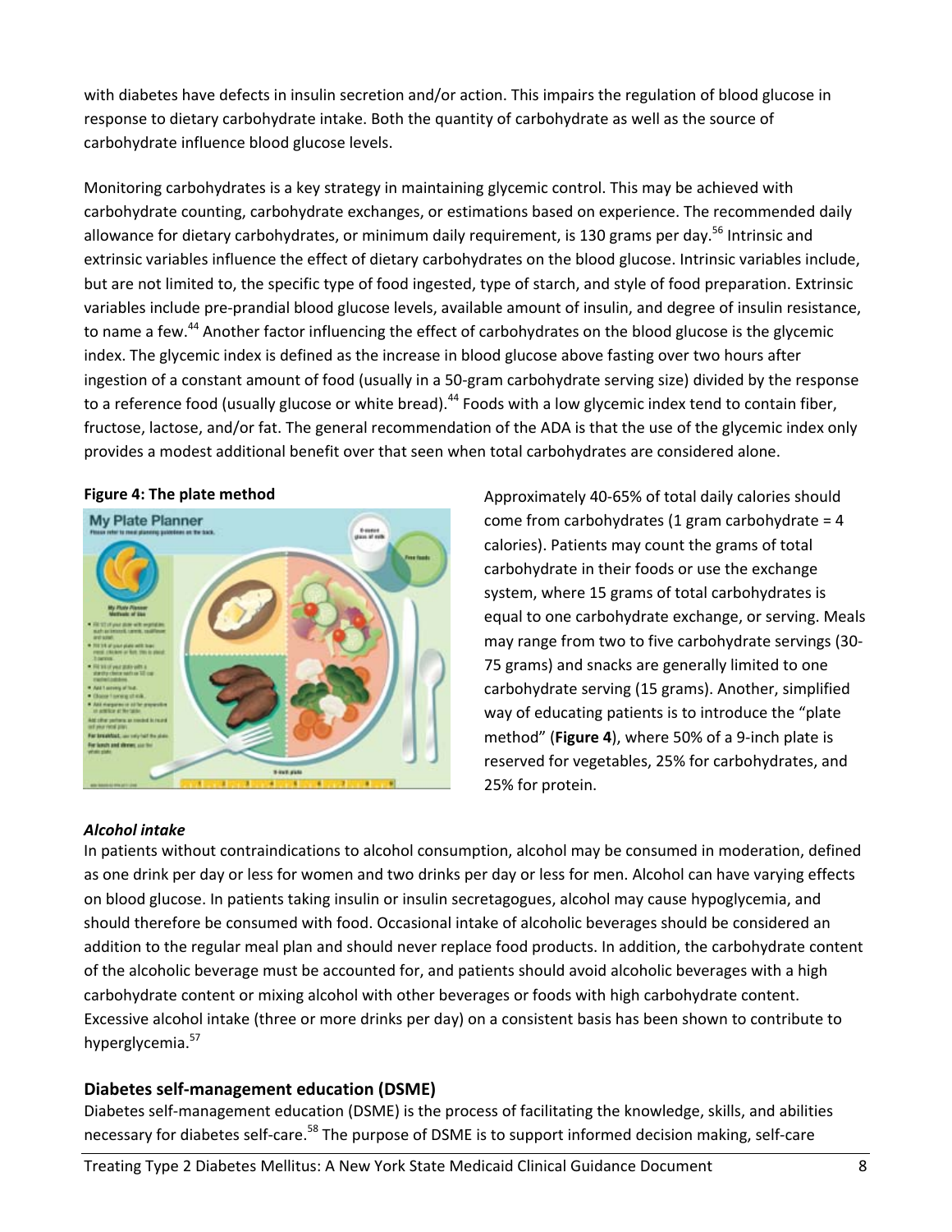with diabetes have defects in insulin secretion and/or action. This impairs the regulation of blood glucose in response to dietary carbohydrate intake. Both the quantity of carbohydrate as well as the source of carbohydrate influence blood glucose levels.

Monitoring carbohydrates is a key strategy in maintaining glycemic control. This may be achieved with carbohydrate counting, carbohydrate exchanges, or estimations based on experience. The recommended daily allowance for dietary carbohydrates, or minimum daily requirement, is 130 grams per day.[56] Intrinsic and extrinsic variables influence the effect of dietary carbohydrates on the blood glucose. Intrinsic variables include, but are not limited to, the specific type of food ingested, type of starch, and style of food preparation. Extrinsic variables include pre-prandial blood glucose levels, available amount of insulin, and degree of insulin resistance, to name a few.[44] Another factor influencing the effect of carbohydrates on the blood glucose is the glycemic index. The glycemic index is defined as the increase in blood glucose above fasting over two hours after ingestion of a constant amount of food (usually in a 50-gram carbohydrate serving size) divided by the response to a reference food (usually glucose or white bread).[44] Foods with a low glycemic index tend to contain fiber, fructose, lactose, and/or fat. The general recommendation of the ADA is that the use of the glycemic index only provides a modest additional benefit over that seen when total carbohydrates are considered alone.

**Figure 4: The plate method**

Approximately 40-65% of total daily calories should come from carbohydrates (1 gram carbohydrate = 4 calories). Patients may count the grams of total carbohydrate in their foods or use the exchange system, where 15 grams of total carbohydrates is equal to one carbohydrate exchange, or serving. Meals may range from two to five carbohydrate servings (30-75 grams) and snacks are generally limited to one carbohydrate serving (15 grams). Another, simplified way of educating patients is to introduce the "plate method" (**Figure 4**), where 50% of a 9-inch plate is reserved for vegetables, 25% for carbohydrates, and 25% for protein.

***Alcohol intake***

In patients without contraindications to alcohol consumption, alcohol may be consumed in moderation, defined as one drink per day or less for women and two drinks per day or less for men. Alcohol can have varying effects on blood glucose. In patients taking insulin or insulin secretagogues, alcohol may cause hypoglycemia, and should therefore be consumed with food. Occasional intake of alcoholic beverages should be considered an addition to the regular meal plan and should never replace food products. In addition, the carbohydrate content of the alcoholic beverage must be accounted for, and patients should avoid alcoholic beverages with a high carbohydrate content or mixing alcohol with other beverages or foods with high carbohydrate content. Excessive alcohol intake (three or more drinks per day) on a consistent basis has been shown to contribute to hyperglycemia.[57]

## Diabetes self-management education (DSME)

Diabetes self-management education (DSME) is the process of facilitating the knowledge, skills, and abilities necessary for diabetes self-care.[58] The purpose of DSME is to support informed decision making, self-care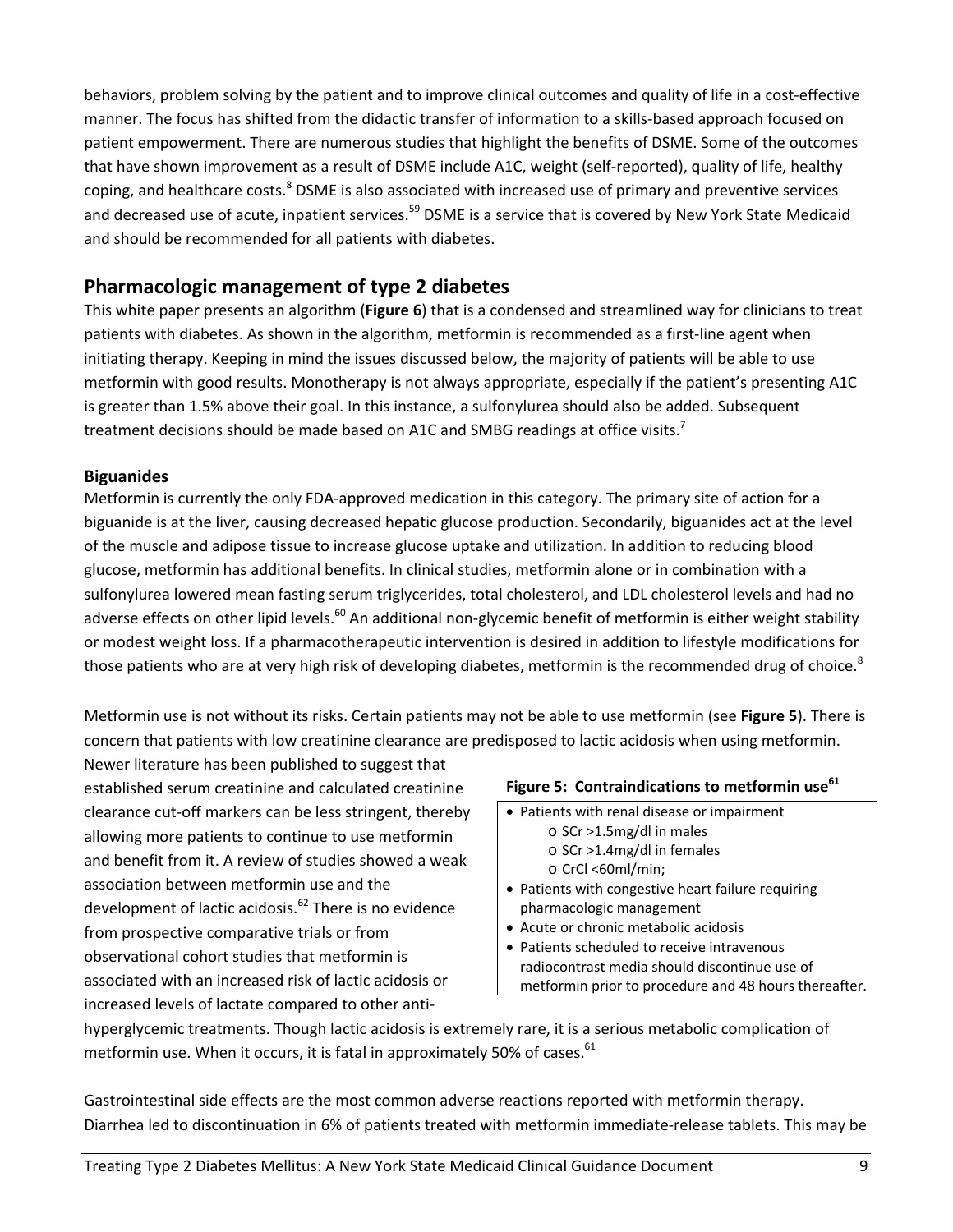behaviors, problem solving by the patient and to improve clinical outcomes and quality of life in a cost-effective manner. The focus has shifted from the didactic transfer of information to a skills-based approach focused on patient empowerment. There are numerous studies that highlight the benefits of DSME. Some of the outcomes that have shown improvement as a result of DSME include A1C, weight (self-reported), quality of life, healthy coping, and healthcare costs.[8] DSME is also associated with increased use of primary and preventive services and decreased use of acute, inpatient services.[59] DSME is a service that is covered by New York State Medicaid and should be recommended for all patients with diabetes.

## Pharmacologic management of type 2 diabetes

This white paper presents an algorithm (**Figure 6**) that is a condensed and streamlined way for clinicians to treat patients with diabetes. As shown in the algorithm, metformin is recommended as a first-line agent when initiating therapy. Keeping in mind the issues discussed below, the majority of patients will be able to use metformin with good results. Monotherapy is not always appropriate, especially if the patient's presenting A1C is greater than 1.5% above their goal. In this instance, a sulfonylurea should also be added. Subsequent treatment decisions should be made based on A1C and SMBG readings at office visits.[7]

### Biguanides

Metformin is currently the only FDA-approved medication in this category. The primary site of action for a biguanide is at the liver, causing decreased hepatic glucose production. Secondarily, biguanides act at the level of the muscle and adipose tissue to increase glucose uptake and utilization. In addition to reducing blood glucose, metformin has additional benefits. In clinical studies, metformin alone or in combination with a sulfonylurea lowered mean fasting serum triglycerides, total cholesterol, and LDL cholesterol levels and had no adverse effects on other lipid levels.[60] An additional non-glycemic benefit of metformin is either weight stability or modest weight loss. If a pharmacotherapeutic intervention is desired in addition to lifestyle modifications for those patients who are at very high risk of developing diabetes, metformin is the recommended drug of choice.[8]

Metformin use is not without its risks. Certain patients may not be able to use metformin (see **Figure 5**). There is concern that patients with low creatinine clearance are predisposed to lactic acidosis when using metformin. Newer literature has been published to suggest that established serum creatinine and calculated creatinine clearance cut-off markers can be less stringent, thereby allowing more patients to continue to use metformin and benefit from it. A review of studies showed a weak association between metformin use and the development of lactic acidosis.[62] There is no evidence from prospective comparative trials or from observational cohort studies that metformin is associated with an increased risk of lactic acidosis or increased levels of lactate compared to other anti-hyperglycemic treatments. Though lactic acidosis is extremely rare, it is a serious metabolic complication of metformin use. When it occurs, it is fatal in approximately 50% of cases.[61]

**Figure 5: Contraindications to metformin use[61]**

- Patients with renal disease or impairment
  - SCr >1.5mg/dl in males
  - SCr >1.4mg/dl in females
  - CrCl <60ml/min;
- Patients with congestive heart failure requiring pharmacologic management
- Acute or chronic metabolic acidosis
- Patients scheduled to receive intravenous radiocontrast media should discontinue use of metformin prior to procedure and 48 hours thereafter.

Gastrointestinal side effects are the most common adverse reactions reported with metformin therapy. Diarrhea led to discontinuation in 6% of patients treated with metformin immediate-release tablets. This may be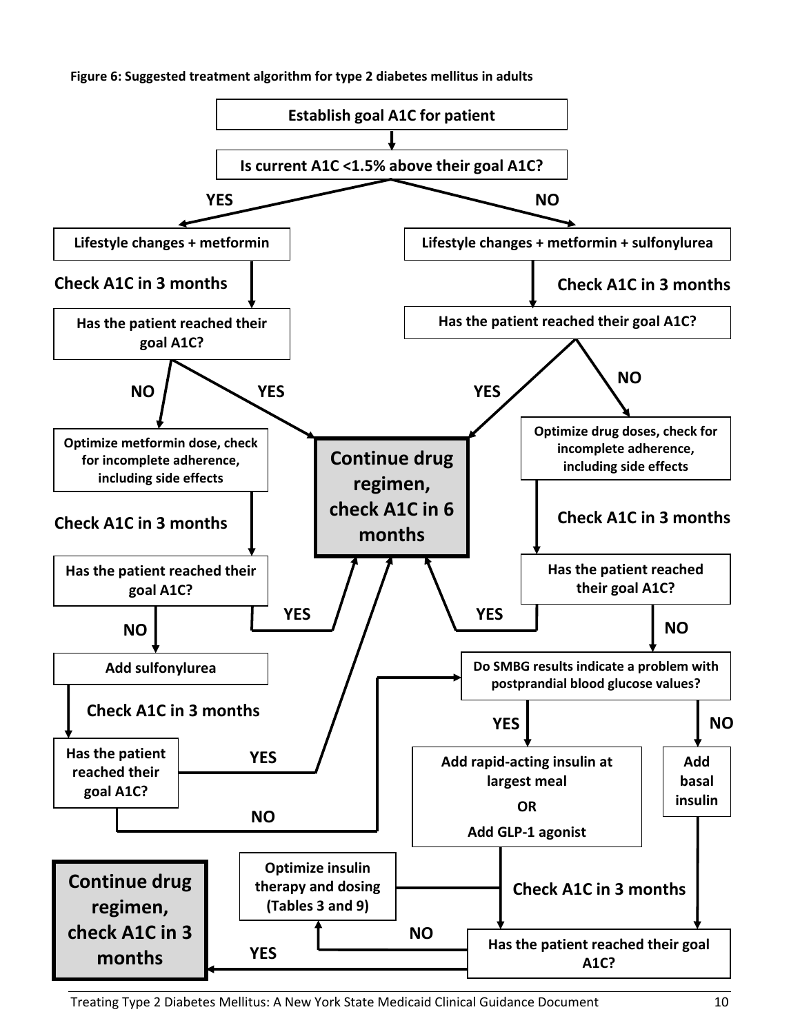**Figure 6: Suggested treatment algorithm for type 2 diabetes mellitus in adults**

Establish goal A1C for patient

Is current A1C <1.5% above their goal A1C?

**YES →** Lifestyle changes + metformin

- Check A1C in 3 months
- Has the patient reached their goal A1C?
  - YES → Continue drug regimen, check A1C in 6 months
  - NO → Optimize metformin dose, check for incomplete adherence, including side effects
    - Check A1C in 3 months
    - Has the patient reached their goal A1C?
      - YES → Continue drug regimen, check A1C in 6 months
      - NO → Add sulfonylurea
        - Check A1C in 3 months
        - Has the patient reached their goal A1C?
          - YES → Continue drug regimen, check A1C in 6 months
          - NO → Do SMBG results indicate a problem with postprandial blood glucose values?

**NO →** Lifestyle changes + metformin + sulfonylurea

- Check A1C in 3 months
- Has the patient reached their goal A1C?
  - YES → Continue drug regimen, check A1C in 6 months
  - NO → Optimize drug doses, check for incomplete adherence, including side effects
    - Check A1C in 3 months
    - Has the patient reached their goal A1C?
      - YES → Continue drug regimen, check A1C in 6 months
      - NO → Do SMBG results indicate a problem with postprandial blood glucose values?

**Do SMBG results indicate a problem with postprandial blood glucose values?**

- YES → Add rapid-acting insulin at largest meal OR Add GLP-1 agonist
- NO → Add basal insulin
- Check A1C in 3 months
- Has the patient reached their goal A1C?
  - YES → Continue drug regimen, check A1C in 3 months
  - NO → Optimize insulin therapy and dosing (Tables 3 and 9)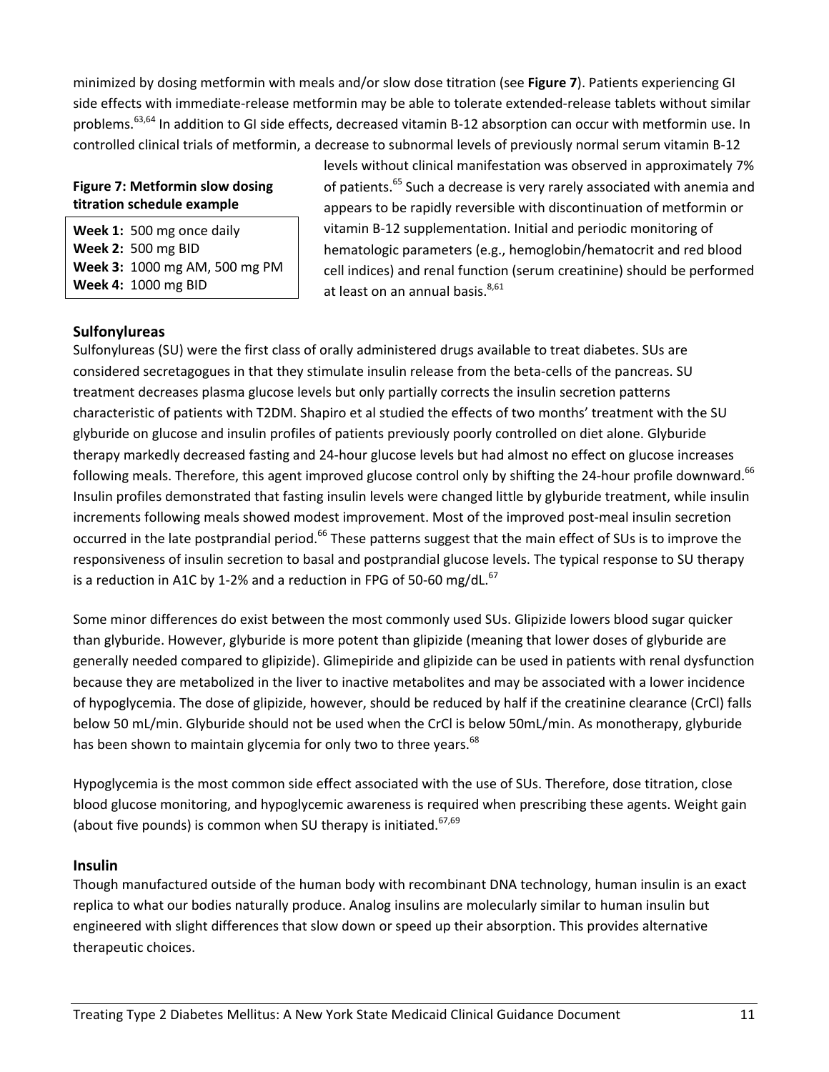minimized by dosing metformin with meals and/or slow dose titration (see **Figure 7**). Patients experiencing GI side effects with immediate-release metformin may be able to tolerate extended-release tablets without similar problems.[63,64] In addition to GI side effects, decreased vitamin B-12 absorption can occur with metformin use. In controlled clinical trials of metformin, a decrease to subnormal levels of previously normal serum vitamin B-12 levels without clinical manifestation was observed in approximately 7% of patients.[65] Such a decrease is very rarely associated with anemia and appears to be rapidly reversible with discontinuation of metformin or vitamin B-12 supplementation. Initial and periodic monitoring of hematologic parameters (e.g., hemoglobin/hematocrit and red blood cell indices) and renal function (serum creatinine) should be performed at least on an annual basis.[8,61]

**Figure 7: Metformin slow dosing titration schedule example**

**Week 1:** 500 mg once daily
**Week 2:** 500 mg BID
**Week 3:** 1000 mg AM, 500 mg PM
**Week 4:** 1000 mg BID

### Sulfonylureas

Sulfonylureas (SU) were the first class of orally administered drugs available to treat diabetes. SUs are considered secretagogues in that they stimulate insulin release from the beta-cells of the pancreas. SU treatment decreases plasma glucose levels but only partially corrects the insulin secretion patterns characteristic of patients with T2DM. Shapiro et al studied the effects of two months' treatment with the SU glyburide on glucose and insulin profiles of patients previously poorly controlled on diet alone. Glyburide therapy markedly decreased fasting and 24-hour glucose levels but had almost no effect on glucose increases following meals. Therefore, this agent improved glucose control only by shifting the 24-hour profile downward.[66] Insulin profiles demonstrated that fasting insulin levels were changed little by glyburide treatment, while insulin increments following meals showed modest improvement. Most of the improved post-meal insulin secretion occurred in the late postprandial period.[66] These patterns suggest that the main effect of SUs is to improve the responsiveness of insulin secretion to basal and postprandial glucose levels. The typical response to SU therapy is a reduction in A1C by 1-2% and a reduction in FPG of 50-60 mg/dL.[67]

Some minor differences do exist between the most commonly used SUs. Glipizide lowers blood sugar quicker than glyburide. However, glyburide is more potent than glipizide (meaning that lower doses of glyburide are generally needed compared to glipizide). Glimepiride and glipizide can be used in patients with renal dysfunction because they are metabolized in the liver to inactive metabolites and may be associated with a lower incidence of hypoglycemia. The dose of glipizide, however, should be reduced by half if the creatinine clearance (CrCl) falls below 50 mL/min. Glyburide should not be used when the CrCl is below 50mL/min. As monotherapy, glyburide has been shown to maintain glycemia for only two to three years.[68]

Hypoglycemia is the most common side effect associated with the use of SUs. Therefore, dose titration, close blood glucose monitoring, and hypoglycemic awareness is required when prescribing these agents. Weight gain (about five pounds) is common when SU therapy is initiated.[67,69]

### Insulin

Though manufactured outside of the human body with recombinant DNA technology, human insulin is an exact replica to what our bodies naturally produce. Analog insulins are molecularly similar to human insulin but engineered with slight differences that slow down or speed up their absorption. This provides alternative therapeutic choices.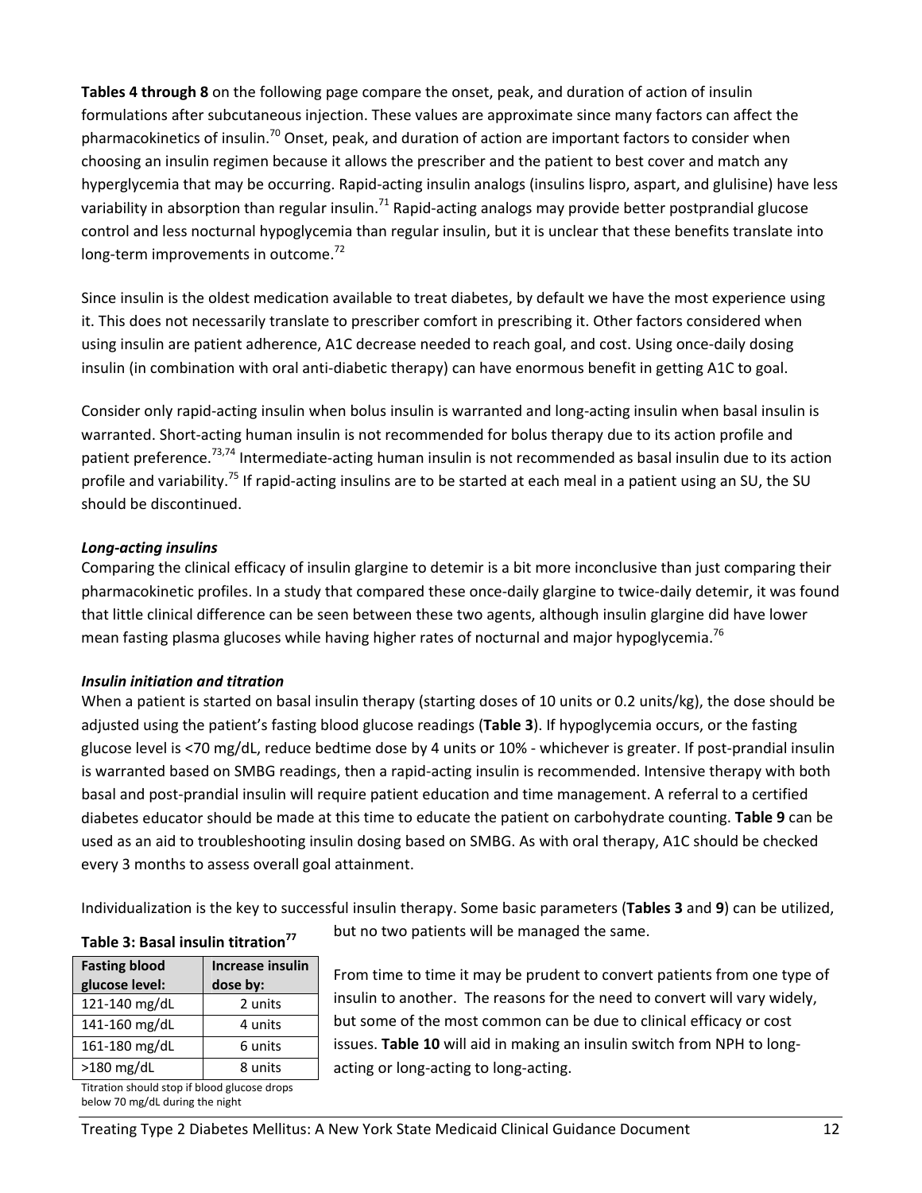**Tables 4 through 8** on the following page compare the onset, peak, and duration of action of insulin formulations after subcutaneous injection. These values are approximate since many factors can affect the pharmacokinetics of insulin.[70] Onset, peak, and duration of action are important factors to consider when choosing an insulin regimen because it allows the prescriber and the patient to best cover and match any hyperglycemia that may be occurring. Rapid-acting insulin analogs (insulins lispro, aspart, and glulisine) have less variability in absorption than regular insulin.[71] Rapid-acting analogs may provide better postprandial glucose control and less nocturnal hypoglycemia than regular insulin, but it is unclear that these benefits translate into long-term improvements in outcome.[72]

Since insulin is the oldest medication available to treat diabetes, by default we have the most experience using it. This does not necessarily translate to prescriber comfort in prescribing it. Other factors considered when using insulin are patient adherence, A1C decrease needed to reach goal, and cost. Using once-daily dosing insulin (in combination with oral anti-diabetic therapy) can have enormous benefit in getting A1C to goal.

Consider only rapid-acting insulin when bolus insulin is warranted and long-acting insulin when basal insulin is warranted. Short-acting human insulin is not recommended for bolus therapy due to its action profile and patient preference.[73,74] Intermediate-acting human insulin is not recommended as basal insulin due to its action profile and variability.[75] If rapid-acting insulins are to be started at each meal in a patient using an SU, the SU should be discontinued.

***Long-acting insulins***

Comparing the clinical efficacy of insulin glargine to detemir is a bit more inconclusive than just comparing their pharmacokinetic profiles. In a study that compared these once-daily glargine to twice-daily detemir, it was found that little clinical difference can be seen between these two agents, although insulin glargine did have lower mean fasting plasma glucoses while having higher rates of nocturnal and major hypoglycemia.[76]

***Insulin initiation and titration***

When a patient is started on basal insulin therapy (starting doses of 10 units or 0.2 units/kg), the dose should be adjusted using the patient's fasting blood glucose readings (**Table 3**). If hypoglycemia occurs, or the fasting glucose level is <70 mg/dL, reduce bedtime dose by 4 units or 10% - whichever is greater. If post-prandial insulin is warranted based on SMBG readings, then a rapid-acting insulin is recommended. Intensive therapy with both basal and post-prandial insulin will require patient education and time management. A referral to a certified diabetes educator should be made at this time to educate the patient on carbohydrate counting. **Table 9** can be used as an aid to troubleshooting insulin dosing based on SMBG. As with oral therapy, A1C should be checked every 3 months to assess overall goal attainment.

Individualization is the key to successful insulin therapy. Some basic parameters (**Tables 3** and **9**) can be utilized, but no two patients will be managed the same.

**Table 3: Basal insulin titration[77]**

| Fasting blood glucose level: | Increase insulin dose by: |
|---|---|
| 121-140 mg/dL | 2 units |
| 141-160 mg/dL | 4 units |
| 161-180 mg/dL | 6 units |
| >180 mg/dL | 8 units |

Titration should stop if blood glucose drops below 70 mg/dL during the night

From time to time it may be prudent to convert patients from one type of insulin to another. The reasons for the need to convert will vary widely, but some of the most common can be due to clinical efficacy or cost issues. **Table 10** will aid in making an insulin switch from NPH to long-acting or long-acting to long-acting.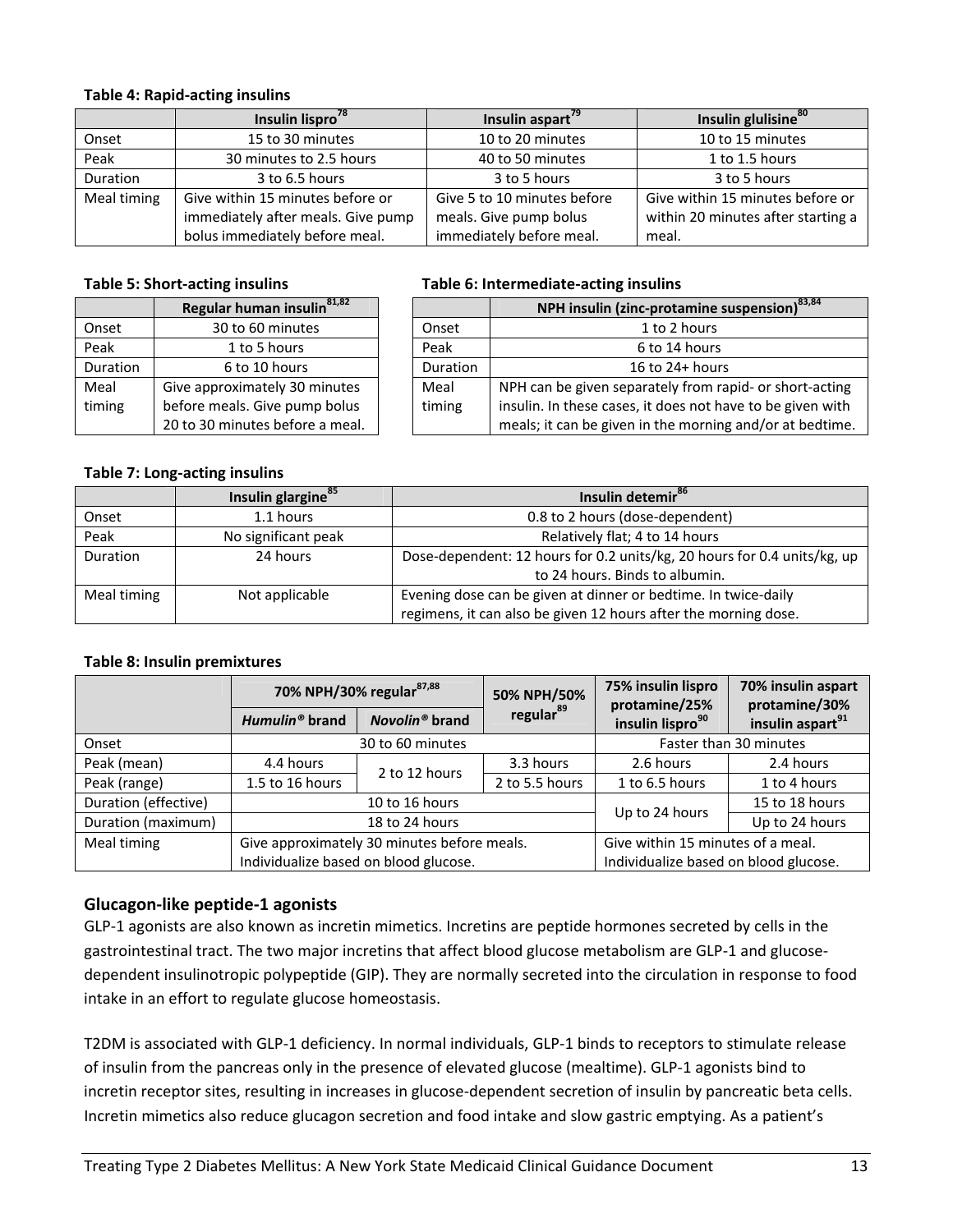**Table 4: Rapid-acting insulins**

| | Insulin lispro[78] | Insulin aspart[79] | Insulin glulisine[80] |
|---|---|---|---|
| Onset | 15 to 30 minutes | 10 to 20 minutes | 10 to 15 minutes |
| Peak | 30 minutes to 2.5 hours | 40 to 50 minutes | 1 to 1.5 hours |
| Duration | 3 to 6.5 hours | 3 to 5 hours | 3 to 5 hours |
| Meal timing | Give within 15 minutes before or immediately after meals. Give pump bolus immediately before meal. | Give 5 to 10 minutes before meals. Give pump bolus immediately before meal. | Give within 15 minutes before or within 20 minutes after starting a meal. |

**Table 5: Short-acting insulins**

| | Regular human insulin[81,82] |
|---|---|
| Onset | 30 to 60 minutes |
| Peak | 1 to 5 hours |
| Duration | 6 to 10 hours |
| Meal timing | Give approximately 30 minutes before meals. Give pump bolus 20 to 30 minutes before a meal. |

**Table 6: Intermediate-acting insulins**

| | NPH insulin (zinc-protamine suspension)[83,84] |
|---|---|
| Onset | 1 to 2 hours |
| Peak | 6 to 14 hours |
| Duration | 16 to 24+ hours |
| Meal timing | NPH can be given separately from rapid- or short-acting insulin. In these cases, it does not have to be given with meals; it can be given in the morning and/or at bedtime. |

**Table 7: Long-acting insulins**

| | Insulin glargine[85] | Insulin detemir[86] |
|---|---|---|
| Onset | 1.1 hours | 0.8 to 2 hours (dose-dependent) |
| Peak | No significant peak | Relatively flat; 4 to 14 hours |
| Duration | 24 hours | Dose-dependent: 12 hours for 0.2 units/kg, 20 hours for 0.4 units/kg, up to 24 hours. Binds to albumin. |
| Meal timing | Not applicable | Evening dose can be given at dinner or bedtime. In twice-daily regimens, it can also be given 12 hours after the morning dose. |

**Table 8: Insulin premixtures**

| | 70% NPH/30% regular[87,88] | | 50% NPH/50% regular[89] | 75% insulin lispro protamine/25% insulin lispro[90] | 70% insulin aspart protamine/30% insulin aspart[91] |
|---|---|---|---|---|---|
| | *Humulin®* brand | *Novolin®* brand | | | |
| Onset | 30 to 60 minutes | | | Faster than 30 minutes | |
| Peak (mean) | 4.4 hours | 2 to 12 hours | 3.3 hours | 2.6 hours | 2.4 hours |
| Peak (range) | 1.5 to 16 hours | | 2 to 5.5 hours | 1 to 6.5 hours | 1 to 4 hours |
| Duration (effective) | 10 to 16 hours | | | Up to 24 hours | 15 to 18 hours |
| Duration (maximum) | 18 to 24 hours | | | | Up to 24 hours |
| Meal timing | Give approximately 30 minutes before meals. Individualize based on blood glucose. | | | Give within 15 minutes of a meal. Individualize based on blood glucose. | |

## Glucagon-like peptide-1 agonists

GLP-1 agonists are also known as incretin mimetics. Incretins are peptide hormones secreted by cells in the gastrointestinal tract. The two major incretins that affect blood glucose metabolism are GLP-1 and glucose-dependent insulinotropic polypeptide (GIP). They are normally secreted into the circulation in response to food intake in an effort to regulate glucose homeostasis.

T2DM is associated with GLP-1 deficiency. In normal individuals, GLP-1 binds to receptors to stimulate release of insulin from the pancreas only in the presence of elevated glucose (mealtime). GLP-1 agonists bind to incretin receptor sites, resulting in increases in glucose-dependent secretion of insulin by pancreatic beta cells. Incretin mimetics also reduce glucagon secretion and food intake and slow gastric emptying. As a patient's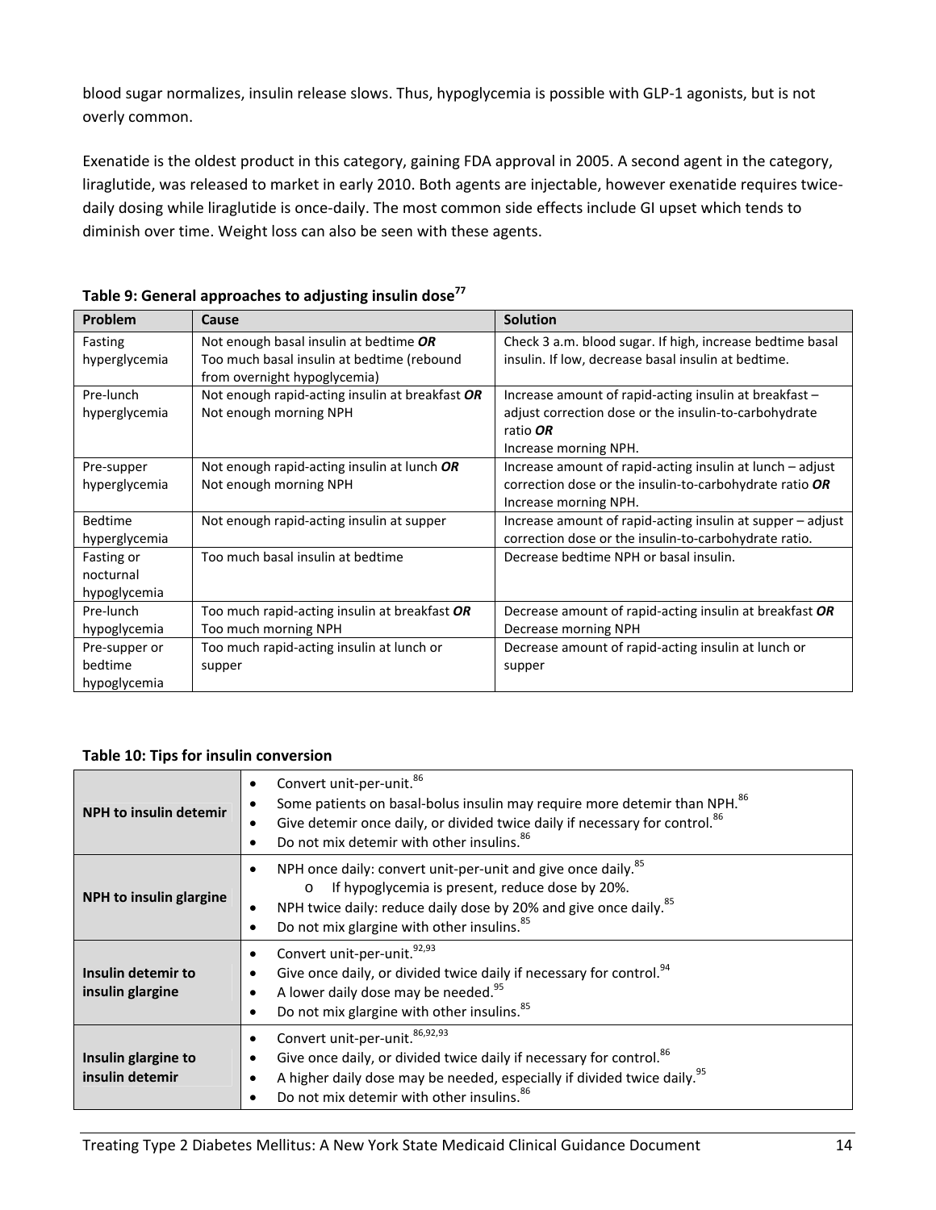blood sugar normalizes, insulin release slows. Thus, hypoglycemia is possible with GLP-1 agonists, but is not overly common.

Exenatide is the oldest product in this category, gaining FDA approval in 2005. A second agent in the category, liraglutide, was released to market in early 2010. Both agents are injectable, however exenatide requires twice-daily dosing while liraglutide is once-daily. The most common side effects include GI upset which tends to diminish over time. Weight loss can also be seen with these agents.

**Table 9: General approaches to adjusting insulin dose[77]**

| Problem | Cause | Solution |
|---|---|---|
| Fasting hyperglycemia | Not enough basal insulin at bedtime ***OR*** Too much basal insulin at bedtime (rebound from overnight hypoglycemia) | Check 3 a.m. blood sugar. If high, increase bedtime basal insulin. If low, decrease basal insulin at bedtime. |
| Pre-lunch hyperglycemia | Not enough rapid-acting insulin at breakfast ***OR*** Not enough morning NPH | Increase amount of rapid-acting insulin at breakfast – adjust correction dose or the insulin-to-carbohydrate ratio ***OR*** Increase morning NPH. |
| Pre-supper hyperglycemia | Not enough rapid-acting insulin at lunch ***OR*** Not enough morning NPH | Increase amount of rapid-acting insulin at lunch – adjust correction dose or the insulin-to-carbohydrate ratio ***OR*** Increase morning NPH. |
| Bedtime hyperglycemia | Not enough rapid-acting insulin at supper | Increase amount of rapid-acting insulin at supper – adjust correction dose or the insulin-to-carbohydrate ratio. |
| Fasting or nocturnal hypoglycemia | Too much basal insulin at bedtime | Decrease bedtime NPH or basal insulin. |
| Pre-lunch hypoglycemia | Too much rapid-acting insulin at breakfast ***OR*** Too much morning NPH | Decrease amount of rapid-acting insulin at breakfast ***OR*** Decrease morning NPH |
| Pre-supper or bedtime hypoglycemia | Too much rapid-acting insulin at lunch or supper | Decrease amount of rapid-acting insulin at lunch or supper |

**Table 10: Tips for insulin conversion**

| | |
|---|---|
| **NPH to insulin detemir** | • Convert unit-per-unit.[86]<br>• Some patients on basal-bolus insulin may require more detemir than NPH.[86]<br>• Give detemir once daily, or divided twice daily if necessary for control.[86]<br>• Do not mix detemir with other insulins.[86] |
| **NPH to insulin glargine** | • NPH once daily: convert unit-per-unit and give once daily.[85]<br>&nbsp;&nbsp;&nbsp;&nbsp;o If hypoglycemia is present, reduce dose by 20%.<br>• NPH twice daily: reduce daily dose by 20% and give once daily.[85]<br>• Do not mix glargine with other insulins.[85] |
| **Insulin detemir to insulin glargine** | • Convert unit-per-unit.[92,93]<br>• Give once daily, or divided twice daily if necessary for control.[94]<br>• A lower daily dose may be needed.[95]<br>• Do not mix glargine with other insulins.[85] |
| **Insulin glargine to insulin detemir** | • Convert unit-per-unit.[86,92,93]<br>• Give once daily, or divided twice daily if necessary for control.[86]<br>• A higher daily dose may be needed, especially if divided twice daily.[95]<br>• Do not mix detemir with other insulins.[86] |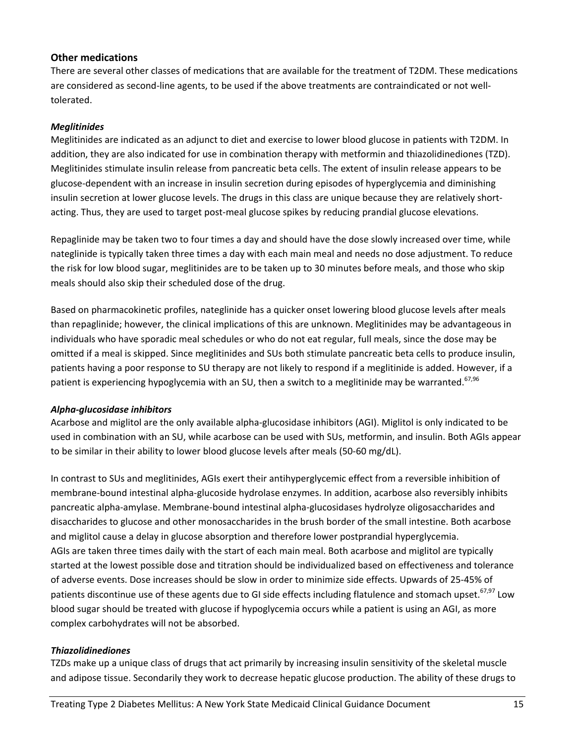## Other medications

There are several other classes of medications that are available for the treatment of T2DM. These medications are considered as second-line agents, to be used if the above treatments are contraindicated or not well-tolerated.

### *Meglitinides*

Meglitinides are indicated as an adjunct to diet and exercise to lower blood glucose in patients with T2DM. In addition, they are also indicated for use in combination therapy with metformin and thiazolidinediones (TZD). Meglitinides stimulate insulin release from pancreatic beta cells. The extent of insulin release appears to be glucose-dependent with an increase in insulin secretion during episodes of hyperglycemia and diminishing insulin secretion at lower glucose levels. The drugs in this class are unique because they are relatively short-acting. Thus, they are used to target post-meal glucose spikes by reducing prandial glucose elevations.

Repaglinide may be taken two to four times a day and should have the dose slowly increased over time, while nateglinide is typically taken three times a day with each main meal and needs no dose adjustment. To reduce the risk for low blood sugar, meglitinides are to be taken up to 30 minutes before meals, and those who skip meals should also skip their scheduled dose of the drug.

Based on pharmacokinetic profiles, nateglinide has a quicker onset lowering blood glucose levels after meals than repaglinide; however, the clinical implications of this are unknown. Meglitinides may be advantageous in individuals who have sporadic meal schedules or who do not eat regular, full meals, since the dose may be omitted if a meal is skipped. Since meglitinides and SUs both stimulate pancreatic beta cells to produce insulin, patients having a poor response to SU therapy are not likely to respond if a meglitinide is added. However, if a patient is experiencing hypoglycemia with an SU, then a switch to a meglitinide may be warranted.[67,96]

### *Alpha-glucosidase inhibitors*

Acarbose and miglitol are the only available alpha-glucosidase inhibitors (AGI). Miglitol is only indicated to be used in combination with an SU, while acarbose can be used with SUs, metformin, and insulin. Both AGIs appear to be similar in their ability to lower blood glucose levels after meals (50-60 mg/dL).

In contrast to SUs and meglitinides, AGIs exert their antihyperglycemic effect from a reversible inhibition of membrane-bound intestinal alpha-glucoside hydrolase enzymes. In addition, acarbose also reversibly inhibits pancreatic alpha-amylase. Membrane-bound intestinal alpha-glucosidases hydrolyze oligosaccharides and disaccharides to glucose and other monosaccharides in the brush border of the small intestine. Both acarbose and miglitol cause a delay in glucose absorption and therefore lower postprandial hyperglycemia. AGIs are taken three times daily with the start of each main meal. Both acarbose and miglitol are typically started at the lowest possible dose and titration should be individualized based on effectiveness and tolerance of adverse events. Dose increases should be slow in order to minimize side effects. Upwards of 25-45% of patients discontinue use of these agents due to GI side effects including flatulence and stomach upset.[67,97] Low blood sugar should be treated with glucose if hypoglycemia occurs while a patient is using an AGI, as more complex carbohydrates will not be absorbed.

### *Thiazolidinediones*

TZDs make up a unique class of drugs that act primarily by increasing insulin sensitivity of the skeletal muscle and adipose tissue. Secondarily they work to decrease hepatic glucose production. The ability of these drugs to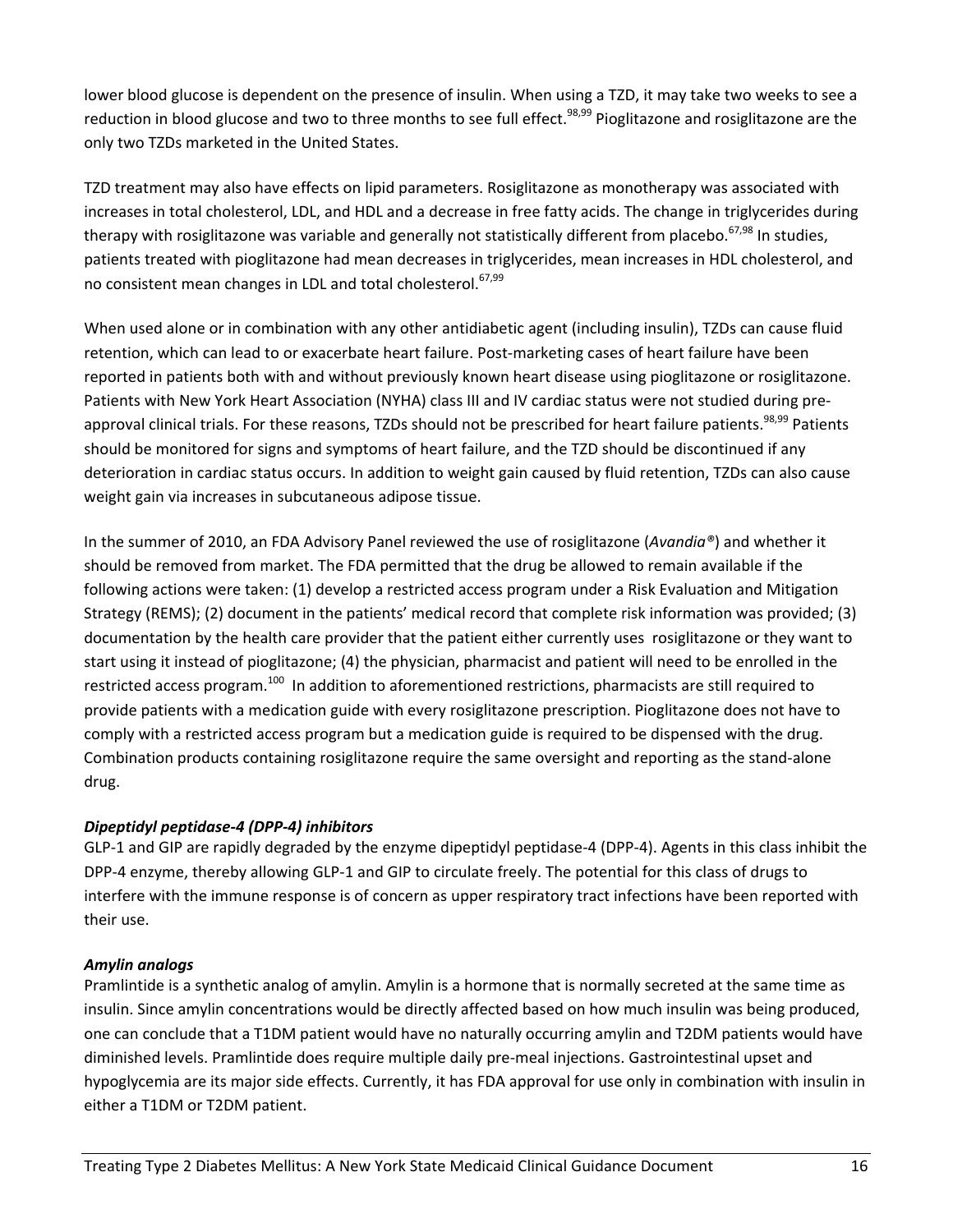lower blood glucose is dependent on the presence of insulin. When using a TZD, it may take two weeks to see a reduction in blood glucose and two to three months to see full effect.[98,99] Pioglitazone and rosiglitazone are the only two TZDs marketed in the United States.

TZD treatment may also have effects on lipid parameters. Rosiglitazone as monotherapy was associated with increases in total cholesterol, LDL, and HDL and a decrease in free fatty acids. The change in triglycerides during therapy with rosiglitazone was variable and generally not statistically different from placebo.[67,98] In studies, patients treated with pioglitazone had mean decreases in triglycerides, mean increases in HDL cholesterol, and no consistent mean changes in LDL and total cholesterol.[67,99]

When used alone or in combination with any other antidiabetic agent (including insulin), TZDs can cause fluid retention, which can lead to or exacerbate heart failure. Post-marketing cases of heart failure have been reported in patients both with and without previously known heart disease using pioglitazone or rosiglitazone. Patients with New York Heart Association (NYHA) class III and IV cardiac status were not studied during pre-approval clinical trials. For these reasons, TZDs should not be prescribed for heart failure patients.[98,99] Patients should be monitored for signs and symptoms of heart failure, and the TZD should be discontinued if any deterioration in cardiac status occurs. In addition to weight gain caused by fluid retention, TZDs can also cause weight gain via increases in subcutaneous adipose tissue.

In the summer of 2010, an FDA Advisory Panel reviewed the use of rosiglitazone (*Avandia®*) and whether it should be removed from market. The FDA permitted that the drug be allowed to remain available if the following actions were taken: (1) develop a restricted access program under a Risk Evaluation and Mitigation Strategy (REMS); (2) document in the patients' medical record that complete risk information was provided; (3) documentation by the health care provider that the patient either currently uses rosiglitazone or they want to start using it instead of pioglitazone; (4) the physician, pharmacist and patient will need to be enrolled in the restricted access program.[100] In addition to aforementioned restrictions, pharmacists are still required to provide patients with a medication guide with every rosiglitazone prescription. Pioglitazone does not have to comply with a restricted access program but a medication guide is required to be dispensed with the drug. Combination products containing rosiglitazone require the same oversight and reporting as the stand-alone drug.

***Dipeptidyl peptidase-4 (DPP-4) inhibitors***

GLP-1 and GIP are rapidly degraded by the enzyme dipeptidyl peptidase-4 (DPP-4). Agents in this class inhibit the DPP-4 enzyme, thereby allowing GLP-1 and GIP to circulate freely. The potential for this class of drugs to interfere with the immune response is of concern as upper respiratory tract infections have been reported with their use.

***Amylin analogs***

Pramlintide is a synthetic analog of amylin. Amylin is a hormone that is normally secreted at the same time as insulin. Since amylin concentrations would be directly affected based on how much insulin was being produced, one can conclude that a T1DM patient would have no naturally occurring amylin and T2DM patients would have diminished levels. Pramlintide does require multiple daily pre-meal injections. Gastrointestinal upset and hypoglycemia are its major side effects. Currently, it has FDA approval for use only in combination with insulin in either a T1DM or T2DM patient.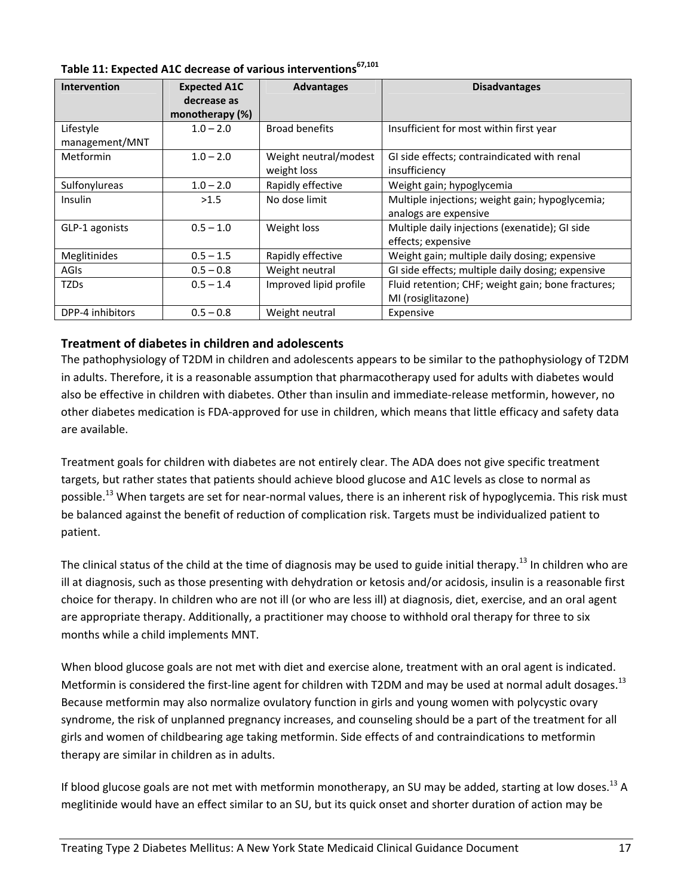**Table 11: Expected A1C decrease of various interventions[67,101]**

| Intervention | Expected A1C decrease as monotherapy (%) | Advantages | Disadvantages |
|---|---|---|---|
| Lifestyle management/MNT | 1.0 – 2.0 | Broad benefits | Insufficient for most within first year |
| Metformin | 1.0 – 2.0 | Weight neutral/modest weight loss | GI side effects; contraindicated with renal insufficiency |
| Sulfonylureas | 1.0 – 2.0 | Rapidly effective | Weight gain; hypoglycemia |
| Insulin | >1.5 | No dose limit | Multiple injections; weight gain; hypoglycemia; analogs are expensive |
| GLP-1 agonists | 0.5 – 1.0 | Weight loss | Multiple daily injections (exenatide); GI side effects; expensive |
| Meglitinides | 0.5 – 1.5 | Rapidly effective | Weight gain; multiple daily dosing; expensive |
| AGIs | 0.5 – 0.8 | Weight neutral | GI side effects; multiple daily dosing; expensive |
| TZDs | 0.5 – 1.4 | Improved lipid profile | Fluid retention; CHF; weight gain; bone fractures; MI (rosiglitazone) |
| DPP-4 inhibitors | 0.5 – 0.8 | Weight neutral | Expensive |

## Treatment of diabetes in children and adolescents

The pathophysiology of T2DM in children and adolescents appears to be similar to the pathophysiology of T2DM in adults. Therefore, it is a reasonable assumption that pharmacotherapy used for adults with diabetes would also be effective in children with diabetes. Other than insulin and immediate-release metformin, however, no other diabetes medication is FDA-approved for use in children, which means that little efficacy and safety data are available.

Treatment goals for children with diabetes are not entirely clear. The ADA does not give specific treatment targets, but rather states that patients should achieve blood glucose and A1C levels as close to normal as possible.[13] When targets are set for near-normal values, there is an inherent risk of hypoglycemia. This risk must be balanced against the benefit of reduction of complication risk. Targets must be individualized patient to patient.

The clinical status of the child at the time of diagnosis may be used to guide initial therapy.[13] In children who are ill at diagnosis, such as those presenting with dehydration or ketosis and/or acidosis, insulin is a reasonable first choice for therapy. In children who are not ill (or who are less ill) at diagnosis, diet, exercise, and an oral agent are appropriate therapy. Additionally, a practitioner may choose to withhold oral therapy for three to six months while a child implements MNT.

When blood glucose goals are not met with diet and exercise alone, treatment with an oral agent is indicated. Metformin is considered the first-line agent for children with T2DM and may be used at normal adult dosages.[13] Because metformin may also normalize ovulatory function in girls and young women with polycystic ovary syndrome, the risk of unplanned pregnancy increases, and counseling should be a part of the treatment for all girls and women of childbearing age taking metformin. Side effects of and contraindications to metformin therapy are similar in children as in adults.

If blood glucose goals are not met with metformin monotherapy, an SU may be added, starting at low doses.[13] A meglitinide would have an effect similar to an SU, but its quick onset and shorter duration of action may be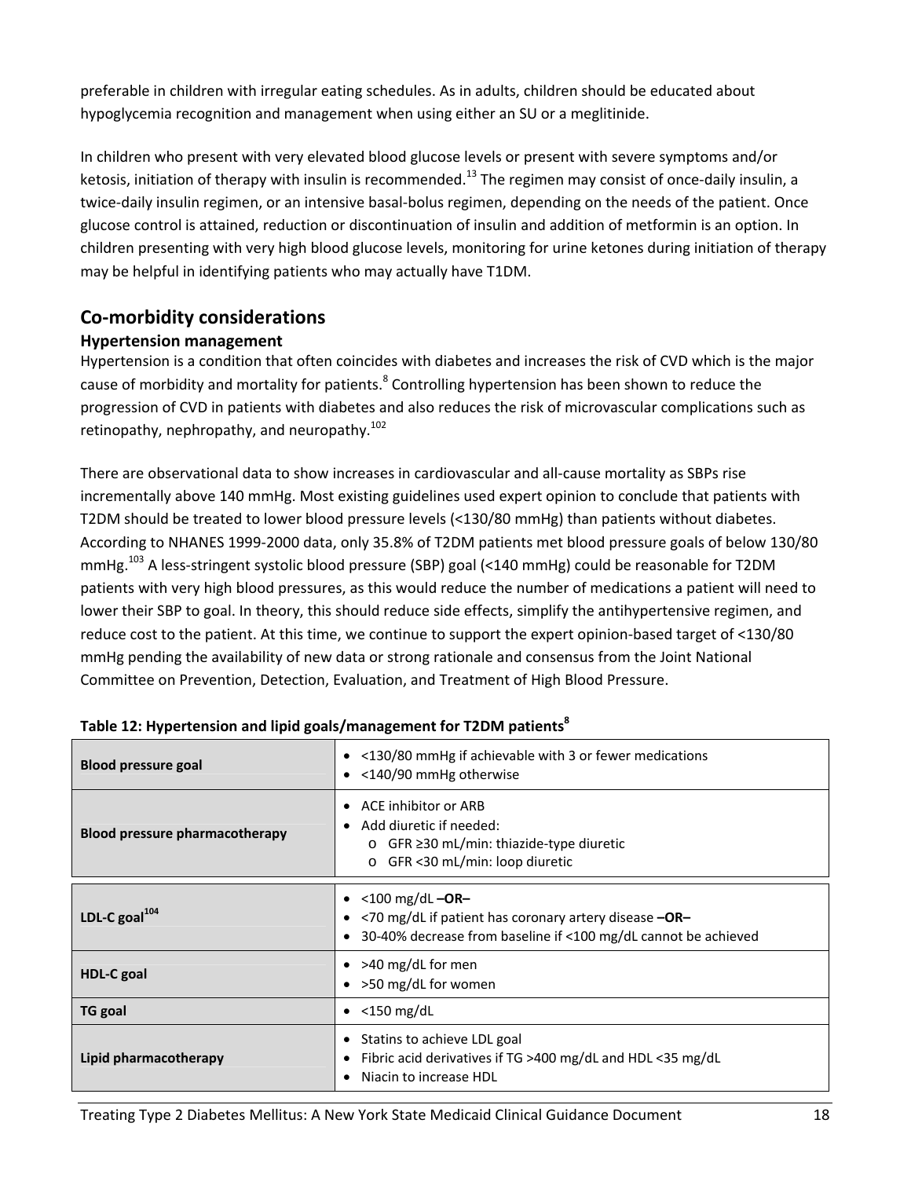preferable in children with irregular eating schedules. As in adults, children should be educated about hypoglycemia recognition and management when using either an SU or a meglitinide.

In children who present with very elevated blood glucose levels or present with severe symptoms and/or ketosis, initiation of therapy with insulin is recommended.[13] The regimen may consist of once-daily insulin, a twice-daily insulin regimen, or an intensive basal-bolus regimen, depending on the needs of the patient. Once glucose control is attained, reduction or discontinuation of insulin and addition of metformin is an option. In children presenting with very high blood glucose levels, monitoring for urine ketones during initiation of therapy may be helpful in identifying patients who may actually have T1DM.

## Co-morbidity considerations

### Hypertension management

Hypertension is a condition that often coincides with diabetes and increases the risk of CVD which is the major cause of morbidity and mortality for patients.[8] Controlling hypertension has been shown to reduce the progression of CVD in patients with diabetes and also reduces the risk of microvascular complications such as retinopathy, nephropathy, and neuropathy.[102]

There are observational data to show increases in cardiovascular and all-cause mortality as SBPs rise incrementally above 140 mmHg. Most existing guidelines used expert opinion to conclude that patients with T2DM should be treated to lower blood pressure levels (<130/80 mmHg) than patients without diabetes. According to NHANES 1999-2000 data, only 35.8% of T2DM patients met blood pressure goals of below 130/80 mmHg.[103] A less-stringent systolic blood pressure (SBP) goal (<140 mmHg) could be reasonable for T2DM patients with very high blood pressures, as this would reduce the number of medications a patient will need to lower their SBP to goal. In theory, this should reduce side effects, simplify the antihypertensive regimen, and reduce cost to the patient. At this time, we continue to support the expert opinion-based target of <130/80 mmHg pending the availability of new data or strong rationale and consensus from the Joint National Committee on Prevention, Detection, Evaluation, and Treatment of High Blood Pressure.

**Table 12: Hypertension and lipid goals/management for T2DM patients[8]**

| | |
|---|---|
| **Blood pressure goal** | • <130/80 mmHg if achievable with 3 or fewer medications<br>• <140/90 mmHg otherwise |
| **Blood pressure pharmacotherapy** | • ACE inhibitor or ARB<br>• Add diuretic if needed:<br>  o GFR ≥30 mL/min: thiazide-type diuretic<br>  o GFR <30 mL/min: loop diuretic |
| **LDL-C goal[104]** | • <100 mg/dL **–OR–**<br>• <70 mg/dL if patient has coronary artery disease **–OR–**<br>• 30-40% decrease from baseline if <100 mg/dL cannot be achieved |
| **HDL-C goal** | • >40 mg/dL for men<br>• >50 mg/dL for women |
| **TG goal** | • <150 mg/dL |
| **Lipid pharmacotherapy** | • Statins to achieve LDL goal<br>• Fibric acid derivatives if TG >400 mg/dL and HDL <35 mg/dL<br>• Niacin to increase HDL |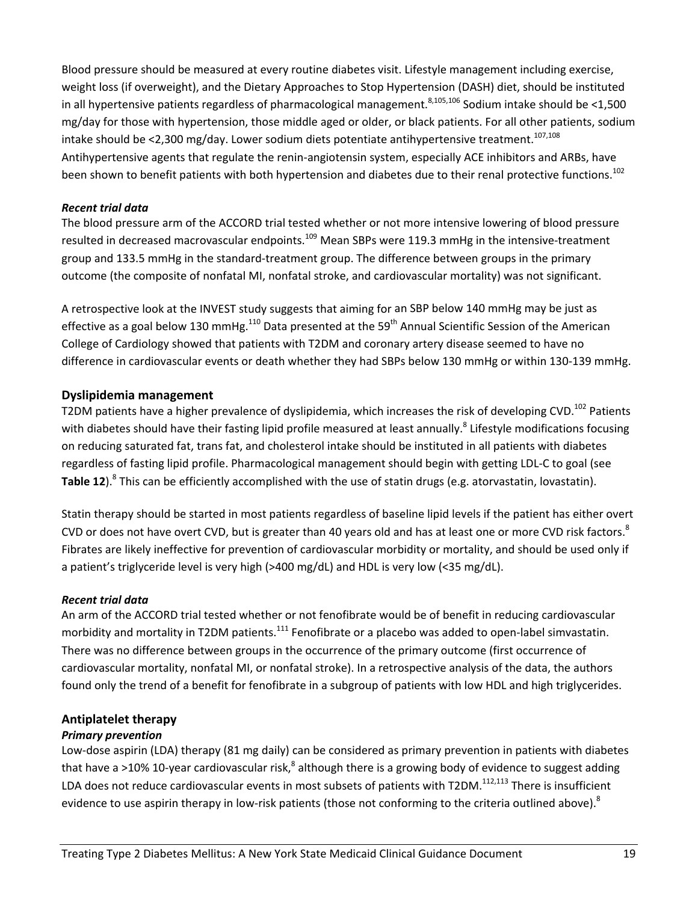Blood pressure should be measured at every routine diabetes visit. Lifestyle management including exercise, weight loss (if overweight), and the Dietary Approaches to Stop Hypertension (DASH) diet, should be instituted in all hypertensive patients regardless of pharmacological management.[8,105,106] Sodium intake should be <1,500 mg/day for those with hypertension, those middle aged or older, or black patients. For all other patients, sodium intake should be <2,300 mg/day. Lower sodium diets potentiate antihypertensive treatment.[107,108] Antihypertensive agents that regulate the renin-angiotensin system, especially ACE inhibitors and ARBs, have been shown to benefit patients with both hypertension and diabetes due to their renal protective functions.[102]

***Recent trial data***

The blood pressure arm of the ACCORD trial tested whether or not more intensive lowering of blood pressure resulted in decreased macrovascular endpoints.[109] Mean SBPs were 119.3 mmHg in the intensive-treatment group and 133.5 mmHg in the standard-treatment group. The difference between groups in the primary outcome (the composite of nonfatal MI, nonfatal stroke, and cardiovascular mortality) was not significant.

A retrospective look at the INVEST study suggests that aiming for an SBP below 140 mmHg may be just as effective as a goal below 130 mmHg.[110] Data presented at the 59th Annual Scientific Session of the American College of Cardiology showed that patients with T2DM and coronary artery disease seemed to have no difference in cardiovascular events or death whether they had SBPs below 130 mmHg or within 130-139 mmHg.

## Dyslipidemia management

T2DM patients have a higher prevalence of dyslipidemia, which increases the risk of developing CVD.[102] Patients with diabetes should have their fasting lipid profile measured at least annually.[8] Lifestyle modifications focusing on reducing saturated fat, trans fat, and cholesterol intake should be instituted in all patients with diabetes regardless of fasting lipid profile. Pharmacological management should begin with getting LDL-C to goal (see **Table 12**).[8] This can be efficiently accomplished with the use of statin drugs (e.g. atorvastatin, lovastatin).

Statin therapy should be started in most patients regardless of baseline lipid levels if the patient has either overt CVD or does not have overt CVD, but is greater than 40 years old and has at least one or more CVD risk factors.[8] Fibrates are likely ineffective for prevention of cardiovascular morbidity or mortality, and should be used only if a patient's triglyceride level is very high (>400 mg/dL) and HDL is very low (<35 mg/dL).

***Recent trial data***

An arm of the ACCORD trial tested whether or not fenofibrate would be of benefit in reducing cardiovascular morbidity and mortality in T2DM patients.[111] Fenofibrate or a placebo was added to open-label simvastatin. There was no difference between groups in the occurrence of the primary outcome (first occurrence of cardiovascular mortality, nonfatal MI, or nonfatal stroke). In a retrospective analysis of the data, the authors found only the trend of a benefit for fenofibrate in a subgroup of patients with low HDL and high triglycerides.

## Antiplatelet therapy

***Primary prevention***

Low-dose aspirin (LDA) therapy (81 mg daily) can be considered as primary prevention in patients with diabetes that have a >10% 10-year cardiovascular risk,[8] although there is a growing body of evidence to suggest adding LDA does not reduce cardiovascular events in most subsets of patients with T2DM.[112,113] There is insufficient evidence to use aspirin therapy in low-risk patients (those not conforming to the criteria outlined above).[8]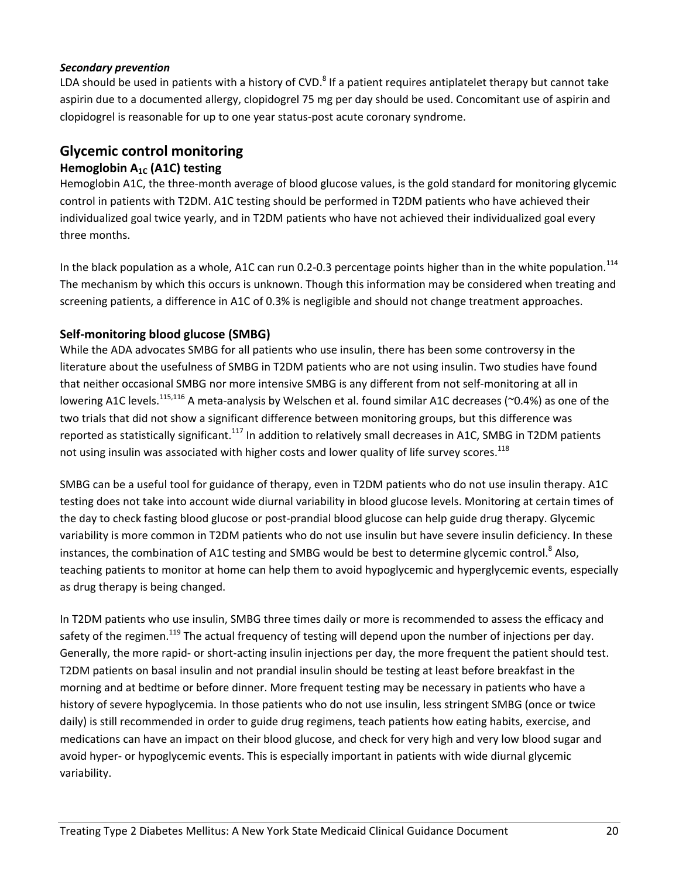***Secondary prevention***

LDA should be used in patients with a history of CVD.[8] If a patient requires antiplatelet therapy but cannot take aspirin due to a documented allergy, clopidogrel 75 mg per day should be used. Concomitant use of aspirin and clopidogrel is reasonable for up to one year status-post acute coronary syndrome.

## Glycemic control monitoring

### Hemoglobin $A_{1C}$ (A1C) testing

Hemoglobin A1C, the three-month average of blood glucose values, is the gold standard for monitoring glycemic control in patients with T2DM. A1C testing should be performed in T2DM patients who have achieved their individualized goal twice yearly, and in T2DM patients who have not achieved their individualized goal every three months.

In the black population as a whole, A1C can run 0.2-0.3 percentage points higher than in the white population.[114] The mechanism by which this occurs is unknown. Though this information may be considered when treating and screening patients, a difference in A1C of 0.3% is negligible and should not change treatment approaches.

### Self-monitoring blood glucose (SMBG)

While the ADA advocates SMBG for all patients who use insulin, there has been some controversy in the literature about the usefulness of SMBG in T2DM patients who are not using insulin. Two studies have found that neither occasional SMBG nor more intensive SMBG is any different from not self-monitoring at all in lowering A1C levels.[115,116] A meta-analysis by Welschen et al. found similar A1C decreases (~0.4%) as one of the two trials that did not show a significant difference between monitoring groups, but this difference was reported as statistically significant.[117] In addition to relatively small decreases in A1C, SMBG in T2DM patients not using insulin was associated with higher costs and lower quality of life survey scores.[118]

SMBG can be a useful tool for guidance of therapy, even in T2DM patients who do not use insulin therapy. A1C testing does not take into account wide diurnal variability in blood glucose levels. Monitoring at certain times of the day to check fasting blood glucose or post-prandial blood glucose can help guide drug therapy. Glycemic variability is more common in T2DM patients who do not use insulin but have severe insulin deficiency. In these instances, the combination of A1C testing and SMBG would be best to determine glycemic control.[8] Also, teaching patients to monitor at home can help them to avoid hypoglycemic and hyperglycemic events, especially as drug therapy is being changed.

In T2DM patients who use insulin, SMBG three times daily or more is recommended to assess the efficacy and safety of the regimen.[119] The actual frequency of testing will depend upon the number of injections per day. Generally, the more rapid- or short-acting insulin injections per day, the more frequent the patient should test. T2DM patients on basal insulin and not prandial insulin should be testing at least before breakfast in the morning and at bedtime or before dinner. More frequent testing may be necessary in patients who have a history of severe hypoglycemia. In those patients who do not use insulin, less stringent SMBG (once or twice daily) is still recommended in order to guide drug regimens, teach patients how eating habits, exercise, and medications can have an impact on their blood glucose, and check for very high and very low blood sugar and avoid hyper- or hypoglycemic events. This is especially important in patients with wide diurnal glycemic variability.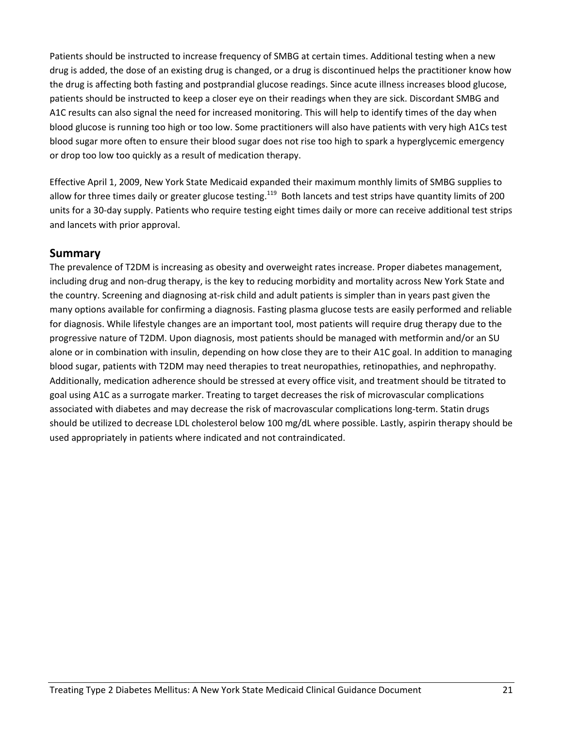Patients should be instructed to increase frequency of SMBG at certain times. Additional testing when a new drug is added, the dose of an existing drug is changed, or a drug is discontinued helps the practitioner know how the drug is affecting both fasting and postprandial glucose readings. Since acute illness increases blood glucose, patients should be instructed to keep a closer eye on their readings when they are sick. Discordant SMBG and A1C results can also signal the need for increased monitoring. This will help to identify times of the day when blood glucose is running too high or too low. Some practitioners will also have patients with very high A1Cs test blood sugar more often to ensure their blood sugar does not rise too high to spark a hyperglycemic emergency or drop too low too quickly as a result of medication therapy.

Effective April 1, 2009, New York State Medicaid expanded their maximum monthly limits of SMBG supplies to allow for three times daily or greater glucose testing.[119] Both lancets and test strips have quantity limits of 200 units for a 30-day supply. Patients who require testing eight times daily or more can receive additional test strips and lancets with prior approval.

## Summary

The prevalence of T2DM is increasing as obesity and overweight rates increase. Proper diabetes management, including drug and non-drug therapy, is the key to reducing morbidity and mortality across New York State and the country. Screening and diagnosing at-risk child and adult patients is simpler than in years past given the many options available for confirming a diagnosis. Fasting plasma glucose tests are easily performed and reliable for diagnosis. While lifestyle changes are an important tool, most patients will require drug therapy due to the progressive nature of T2DM. Upon diagnosis, most patients should be managed with metformin and/or an SU alone or in combination with insulin, depending on how close they are to their A1C goal. In addition to managing blood sugar, patients with T2DM may need therapies to treat neuropathies, retinopathies, and nephropathy. Additionally, medication adherence should be stressed at every office visit, and treatment should be titrated to goal using A1C as a surrogate marker. Treating to target decreases the risk of microvascular complications associated with diabetes and may decrease the risk of macrovascular complications long-term. Statin drugs should be utilized to decrease LDL cholesterol below 100 mg/dL where possible. Lastly, aspirin therapy should be used appropriately in patients where indicated and not contraindicated.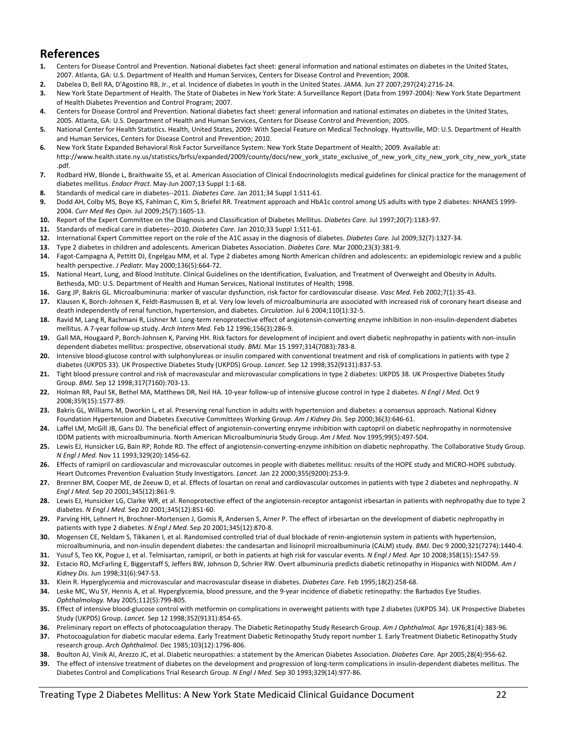## References

1. Centers for Disease Control and Prevention. National diabetes fact sheet: general information and national estimates on diabetes in the United States, 2007. Atlanta, GA: U.S. Department of Health and Human Services, Centers for Disease Control and Prevention; 2008.
2. Dabelea D, Bell RA, D'Agostino RB, Jr., et al. Incidence of diabetes in youth in the United States. *JAMA.* Jun 27 2007;297(24):2716-24.
3. New York State Department of Health. The State of Diabetes in New York State: A Surveillance Report (Data from 1997-2004): New York State Department of Health Diabetes Prevention and Control Program; 2007.
4. Centers for Disease Control and Prevention. National diabetes fact sheet: general information and national estimates on diabetes in the United States, 2005. Atlanta, GA: U.S. Department of Health and Human Services, Centers for Disease Control and Prevention; 2005.
5. National Center for Health Statistics. Health, United States, 2009: With Special Feature on Medical Technology. Hyattsville, MD: U.S. Department of Health and Human Services, Centers for Disease Control and Prevention; 2010.
6. New York State Expanded Behavioral Risk Factor Surveillance System: New York State Department of Health; 2009. Available at: http://www.health.state.ny.us/statistics/brfss/expanded/2009/county/docs/new_york_state_exclusive_of_new_york_city_new_york_city_new_york_state.pdf.
7. Rodbard HW, Blonde L, Braithwaite SS, et al. American Association of Clinical Endocrinologists medical guidelines for clinical practice for the management of diabetes mellitus. *Endocr Pract.* May-Jun 2007;13 Suppl 1:1-68.
8. Standards of medical care in diabetes--2011. *Diabetes Care.* Jan 2011;34 Suppl 1:S11-61.
9. Dodd AH, Colby MS, Boye KS, Fahlman C, Kim S, Briefel RR. Treatment approach and HbA1c control among US adults with type 2 diabetes: NHANES 1999-2004. *Curr Med Res Opin.* Jul 2009;25(7):1605-13.
10. Report of the Expert Committee on the Diagnosis and Classification of Diabetes Mellitus. *Diabetes Care.* Jul 1997;20(7):1183-97.
11. Standards of medical care in diabetes--2010. *Diabetes Care.* Jan 2010;33 Suppl 1:S11-61.
12. International Expert Committee report on the role of the A1C assay in the diagnosis of diabetes. *Diabetes Care.* Jul 2009;32(7):1327-34.
13. Type 2 diabetes in children and adolescents. American Diabetes Association. *Diabetes Care.* Mar 2000;23(3):381-9.
14. Fagot-Campagna A, Pettitt DJ, Engelgau MM, et al. Type 2 diabetes among North American children and adolescents: an epidemiologic review and a public health perspective. *J Pediatr.* May 2000;136(5):664-72.
15. National Heart, Lung, and Blood Institute. Clinical Guidelines on the Identification, Evaluation, and Treatment of Overweight and Obesity in Adults. Bethesda, MD: U.S. Department of Health and Human Services, National Institutes of Health; 1998.
16. Garg JP, Bakris GL. Microalbuminuria: marker of vascular dysfunction, risk factor for cardiovascular disease. *Vasc Med.* Feb 2002;7(1):35-43.
17. Klausen K, Borch-Johnsen K, Feldt-Rasmussen B, et al. Very low levels of microalbuminuria are associated with increased risk of coronary heart disease and death independently of renal function, hypertension, and diabetes. *Circulation.* Jul 6 2004;110(1):32-5.
18. Ravid M, Lang R, Rachmani R, Lishner M. Long-term renoprotective effect of angiotensin-converting enzyme inhibition in non-insulin-dependent diabetes mellitus. A 7-year follow-up study. *Arch Intern Med.* Feb 12 1996;156(3):286-9.
19. Gall MA, Hougaard P, Borch-Johnsen K, Parving HH. Risk factors for development of incipient and overt diabetic nephropathy in patients with non-insulin dependent diabetes mellitus: prospective, observational study. *BMJ.* Mar 15 1997;314(7083):783-8.
20. Intensive blood-glucose control with sulphonylureas or insulin compared with conventional treatment and risk of complications in patients with type 2 diabetes (UKPDS 33). UK Prospective Diabetes Study (UKPDS) Group. *Lancet.* Sep 12 1998;352(9131):837-53.
21. Tight blood pressure control and risk of macrovascular and microvascular complications in type 2 diabetes: UKPDS 38. UK Prospective Diabetes Study Group. *BMJ.* Sep 12 1998;317(7160):703-13.
22. Holman RR, Paul SK, Bethel MA, Matthews DR, Neil HA. 10-year follow-up of intensive glucose control in type 2 diabetes. *N Engl J Med.* Oct 9 2008;359(15):1577-89.
23. Bakris GL, Williams M, Dworkin L, et al. Preserving renal function in adults with hypertension and diabetes: a consensus approach. National Kidney Foundation Hypertension and Diabetes Executive Committees Working Group. *Am J Kidney Dis.* Sep 2000;36(3):646-61.
24. Laffel LM, McGill JB, Gans DJ. The beneficial effect of angiotensin-converting enzyme inhibition with captopril on diabetic nephropathy in normotensive IDDM patients with microalbuminuria. North American Microalbuminuria Study Group. *Am J Med.* Nov 1995;99(5):497-504.
25. Lewis EJ, Hunsicker LG, Bain RP, Rohde RD. The effect of angiotensin-converting-enzyme inhibition on diabetic nephropathy. The Collaborative Study Group. *N Engl J Med.* Nov 11 1993;329(20):1456-62.
26. Effects of ramipril on cardiovascular and microvascular outcomes in people with diabetes mellitus: results of the HOPE study and MICRO-HOPE substudy. Heart Outcomes Prevention Evaluation Study Investigators. *Lancet.* Jan 22 2000;355(9200):253-9.
27. Brenner BM, Cooper ME, de Zeeuw D, et al. Effects of losartan on renal and cardiovascular outcomes in patients with type 2 diabetes and nephropathy. *N Engl J Med.* Sep 20 2001;345(12):861-9.
28. Lewis EJ, Hunsicker LG, Clarke WR, et al. Renoprotective effect of the angiotensin-receptor antagonist irbesartan in patients with nephropathy due to type 2 diabetes. *N Engl J Med.* Sep 20 2001;345(12):851-60.
29. Parving HH, Lehnert H, Brochner-Mortensen J, Gomis R, Andersen S, Arner P. The effect of irbesartan on the development of diabetic nephropathy in patients with type 2 diabetes. *N Engl J Med.* Sep 20 2001;345(12):870-8.
30. Mogensen CE, Neldam S, Tikkanen I, et al. Randomised controlled trial of dual blockade of renin-angiotensin system in patients with hypertension, microalbuminuria, and non-insulin dependent diabetes: the candesartan and lisinopril microalbuminuria (CALM) study. *BMJ.* Dec 9 2000;321(7274):1440-4.
31. Yusuf S, Teo KK, Pogue J, et al. Telmisartan, ramipril, or both in patients at high risk for vascular events. *N Engl J Med.* Apr 10 2008;358(15):1547-59.
32. Estacio RO, McFarling E, Biggerstaff S, Jeffers BW, Johnson D, Schrier RW. Overt albuminuria predicts diabetic retinopathy in Hispanics with NIDDM. *Am J Kidney Dis.* Jun 1998;31(6):947-53.
33. Klein R. Hyperglycemia and microvascular and macrovascular disease in diabetes. *Diabetes Care.* Feb 1995;18(2):258-68.
34. Leske MC, Wu SY, Hennis A, et al. Hyperglycemia, blood pressure, and the 9-year incidence of diabetic retinopathy: the Barbados Eye Studies. *Ophthalmology.* May 2005;112(5):799-805.
35. Effect of intensive blood-glucose control with metformin on complications in overweight patients with type 2 diabetes (UKPDS 34). UK Prospective Diabetes Study (UKPDS) Group. *Lancet.* Sep 12 1998;352(9131):854-65.
36. Preliminary report on effects of photocoagulation therapy. The Diabetic Retinopathy Study Research Group. *Am J Ophthalmol.* Apr 1976;81(4):383-96.
37. Photocoagulation for diabetic macular edema. Early Treatment Diabetic Retinopathy Study report number 1. Early Treatment Diabetic Retinopathy Study research group. *Arch Ophthalmol.* Dec 1985;103(12):1796-806.
38. Boulton AJ, Vinik AI, Arezzo JC, et al. Diabetic neuropathies: a statement by the American Diabetes Association. *Diabetes Care.* Apr 2005;28(4):956-62.
39. The effect of intensive treatment of diabetes on the development and progression of long-term complications in insulin-dependent diabetes mellitus. The Diabetes Control and Complications Trial Research Group. *N Engl J Med.* Sep 30 1993;329(14):977-86.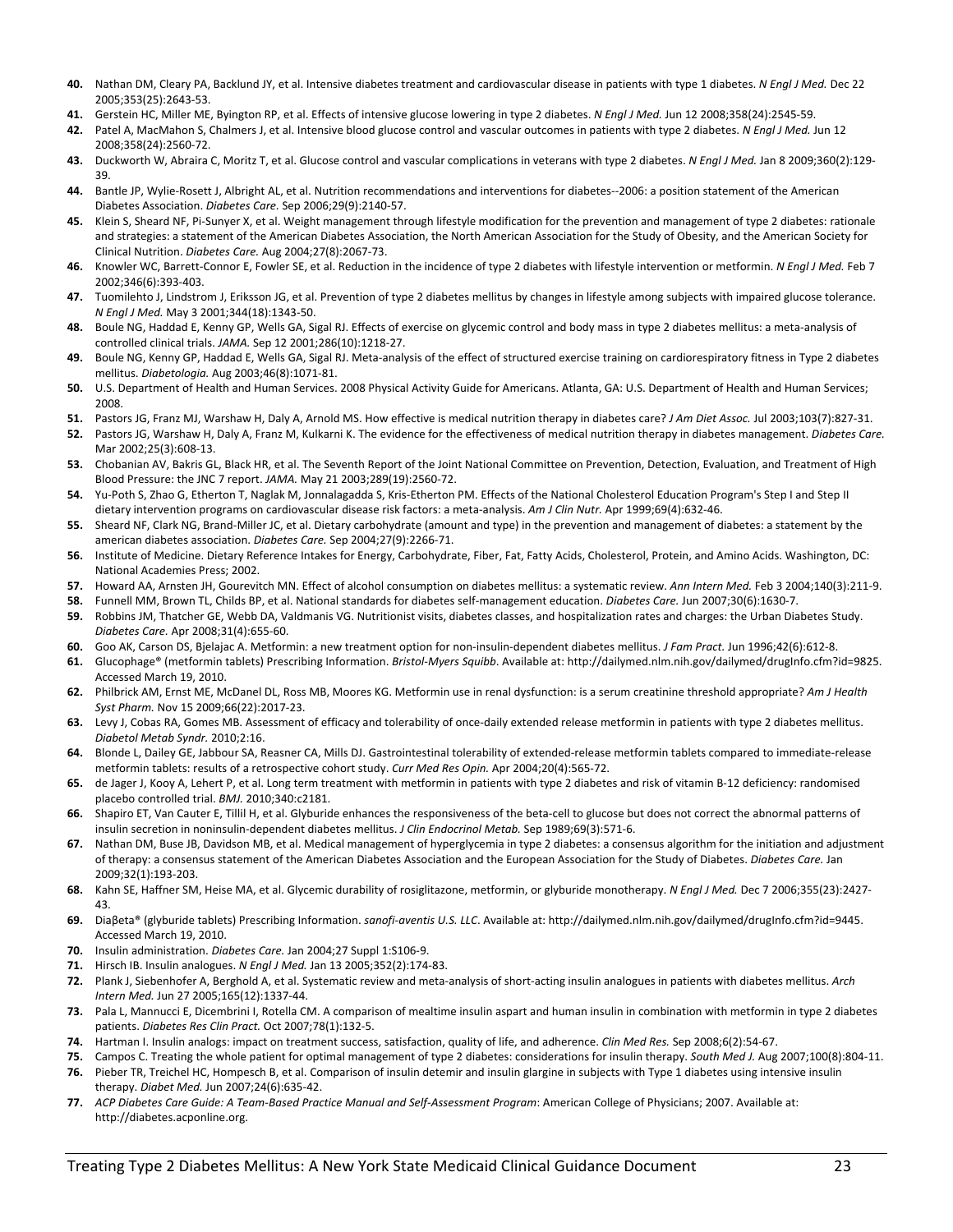**40.** Nathan DM, Cleary PA, Backlund JY, et al. Intensive diabetes treatment and cardiovascular disease in patients with type 1 diabetes. *N Engl J Med.* Dec 22 2005;353(25):2643-53.

**41.** Gerstein HC, Miller ME, Byington RP, et al. Effects of intensive glucose lowering in type 2 diabetes. *N Engl J Med.* Jun 12 2008;358(24):2545-59.

**42.** Patel A, MacMahon S, Chalmers J, et al. Intensive blood glucose control and vascular outcomes in patients with type 2 diabetes. *N Engl J Med.* Jun 12 2008;358(24):2560-72.

**43.** Duckworth W, Abraira C, Moritz T, et al. Glucose control and vascular complications in veterans with type 2 diabetes. *N Engl J Med.* Jan 8 2009;360(2):129-39.

**44.** Bantle JP, Wylie-Rosett J, Albright AL, et al. Nutrition recommendations and interventions for diabetes--2006: a position statement of the American Diabetes Association. *Diabetes Care.* Sep 2006;29(9):2140-57.

**45.** Klein S, Sheard NF, Pi-Sunyer X, et al. Weight management through lifestyle modification for the prevention and management of type 2 diabetes: rationale and strategies: a statement of the American Diabetes Association, the North American Association for the Study of Obesity, and the American Society for Clinical Nutrition. *Diabetes Care.* Aug 2004;27(8):2067-73.

**46.** Knowler WC, Barrett-Connor E, Fowler SE, et al. Reduction in the incidence of type 2 diabetes with lifestyle intervention or metformin. *N Engl J Med.* Feb 7 2002;346(6):393-403.

**47.** Tuomilehto J, Lindstrom J, Eriksson JG, et al. Prevention of type 2 diabetes mellitus by changes in lifestyle among subjects with impaired glucose tolerance. *N Engl J Med.* May 3 2001;344(18):1343-50.

**48.** Boule NG, Haddad E, Kenny GP, Wells GA, Sigal RJ. Effects of exercise on glycemic control and body mass in type 2 diabetes mellitus: a meta-analysis of controlled clinical trials. *JAMA.* Sep 12 2001;286(10):1218-27.

**49.** Boule NG, Kenny GP, Haddad E, Wells GA, Sigal RJ. Meta-analysis of the effect of structured exercise training on cardiorespiratory fitness in Type 2 diabetes mellitus. *Diabetologia.* Aug 2003;46(8):1071-81.

**50.** U.S. Department of Health and Human Services. 2008 Physical Activity Guide for Americans. Atlanta, GA: U.S. Department of Health and Human Services; 2008.

**51.** Pastors JG, Franz MJ, Warshaw H, Daly A, Arnold MS. How effective is medical nutrition therapy in diabetes care? *J Am Diet Assoc.* Jul 2003;103(7):827-31.

**52.** Pastors JG, Warshaw H, Daly A, Franz M, Kulkarni K. The evidence for the effectiveness of medical nutrition therapy in diabetes management. *Diabetes Care.* Mar 2002;25(3):608-13.

**53.** Chobanian AV, Bakris GL, Black HR, et al. The Seventh Report of the Joint National Committee on Prevention, Detection, Evaluation, and Treatment of High Blood Pressure: the JNC 7 report. *JAMA.* May 21 2003;289(19):2560-72.

**54.** Yu-Poth S, Zhao G, Etherton T, Naglak M, Jonnalagadda S, Kris-Etherton PM. Effects of the National Cholesterol Education Program's Step I and Step II dietary intervention programs on cardiovascular disease risk factors: a meta-analysis. *Am J Clin Nutr.* Apr 1999;69(4):632-46.

**55.** Sheard NF, Clark NG, Brand-Miller JC, et al. Dietary carbohydrate (amount and type) in the prevention and management of diabetes: a statement by the american diabetes association. *Diabetes Care.* Sep 2004;27(9):2266-71.

**56.** Institute of Medicine. Dietary Reference Intakes for Energy, Carbohydrate, Fiber, Fat, Fatty Acids, Cholesterol, Protein, and Amino Acids. Washington, DC: National Academies Press; 2002.

**57.** Howard AA, Arnsten JH, Gourevitch MN. Effect of alcohol consumption on diabetes mellitus: a systematic review. *Ann Intern Med.* Feb 3 2004;140(3):211-9.

**58.** Funnell MM, Brown TL, Childs BP, et al. National standards for diabetes self-management education. *Diabetes Care.* Jun 2007;30(6):1630-7.

**59.** Robbins JM, Thatcher GE, Webb DA, Valdmanis VG. Nutritionist visits, diabetes classes, and hospitalization rates and charges: the Urban Diabetes Study. *Diabetes Care.* Apr 2008;31(4):655-60.

**60.** Goo AK, Carson DS, Bjelajac A. Metformin: a new treatment option for non-insulin-dependent diabetes mellitus. *J Fam Pract.* Jun 1996;42(6):612-8.

**61.** Glucophage® (metformin tablets) Prescribing Information. *Bristol-Myers Squibb*. Available at: http://dailymed.nlm.nih.gov/dailymed/drugInfo.cfm?id=9825. Accessed March 19, 2010.

**62.** Philbrick AM, Ernst ME, McDanel DL, Ross MB, Moores KG. Metformin use in renal dysfunction: is a serum creatinine threshold appropriate? *Am J Health Syst Pharm.* Nov 15 2009;66(22):2017-23.

**63.** Levy J, Cobas RA, Gomes MB. Assessment of efficacy and tolerability of once-daily extended release metformin in patients with type 2 diabetes mellitus. *Diabetol Metab Syndr.* 2010;2:16.

**64.** Blonde L, Dailey GE, Jabbour SA, Reasner CA, Mills DJ. Gastrointestinal tolerability of extended-release metformin tablets compared to immediate-release metformin tablets: results of a retrospective cohort study. *Curr Med Res Opin.* Apr 2004;20(4):565-72.

**65.** de Jager J, Kooy A, Lehert P, et al. Long term treatment with metformin in patients with type 2 diabetes and risk of vitamin B-12 deficiency: randomised placebo controlled trial. *BMJ.* 2010;340:c2181.

**66.** Shapiro ET, Van Cauter E, Tillil H, et al. Glyburide enhances the responsiveness of the beta-cell to glucose but does not correct the abnormal patterns of insulin secretion in noninsulin-dependent diabetes mellitus. *J Clin Endocrinol Metab.* Sep 1989;69(3):571-6.

**67.** Nathan DM, Buse JB, Davidson MB, et al. Medical management of hyperglycemia in type 2 diabetes: a consensus algorithm for the initiation and adjustment of therapy: a consensus statement of the American Diabetes Association and the European Association for the Study of Diabetes. *Diabetes Care.* Jan 2009;32(1):193-203.

**68.** Kahn SE, Haffner SM, Heise MA, et al. Glycemic durability of rosiglitazone, metformin, or glyburide monotherapy. *N Engl J Med.* Dec 7 2006;355(23):2427-43.

**69.** Diaβeta® (glyburide tablets) Prescribing Information. *sanofi-aventis U.S. LLC*. Available at: http://dailymed.nlm.nih.gov/dailymed/drugInfo.cfm?id=9445. Accessed March 19, 2010.

**70.** Insulin administration. *Diabetes Care.* Jan 2004;27 Suppl 1:S106-9.

**71.** Hirsch IB. Insulin analogues. *N Engl J Med.* Jan 13 2005;352(2):174-83.

**72.** Plank J, Siebenhofer A, Berghold A, et al. Systematic review and meta-analysis of short-acting insulin analogues in patients with diabetes mellitus. *Arch Intern Med.* Jun 27 2005;165(12):1337-44.

**73.** Pala L, Mannucci E, Dicembrini I, Rotella CM. A comparison of mealtime insulin aspart and human insulin in combination with metformin in type 2 diabetes patients. *Diabetes Res Clin Pract.* Oct 2007;78(1):132-5.

**74.** Hartman I. Insulin analogs: impact on treatment success, satisfaction, quality of life, and adherence. *Clin Med Res.* Sep 2008;6(2):54-67.

**75.** Campos C. Treating the whole patient for optimal management of type 2 diabetes: considerations for insulin therapy. *South Med J.* Aug 2007;100(8):804-11.

**76.** Pieber TR, Treichel HC, Hompesch B, et al. Comparison of insulin detemir and insulin glargine in subjects with Type 1 diabetes using intensive insulin therapy. *Diabet Med.* Jun 2007;24(6):635-42.

**77.** *ACP Diabetes Care Guide: A Team-Based Practice Manual and Self-Assessment Program*: American College of Physicians; 2007. Available at: http://diabetes.acponline.org.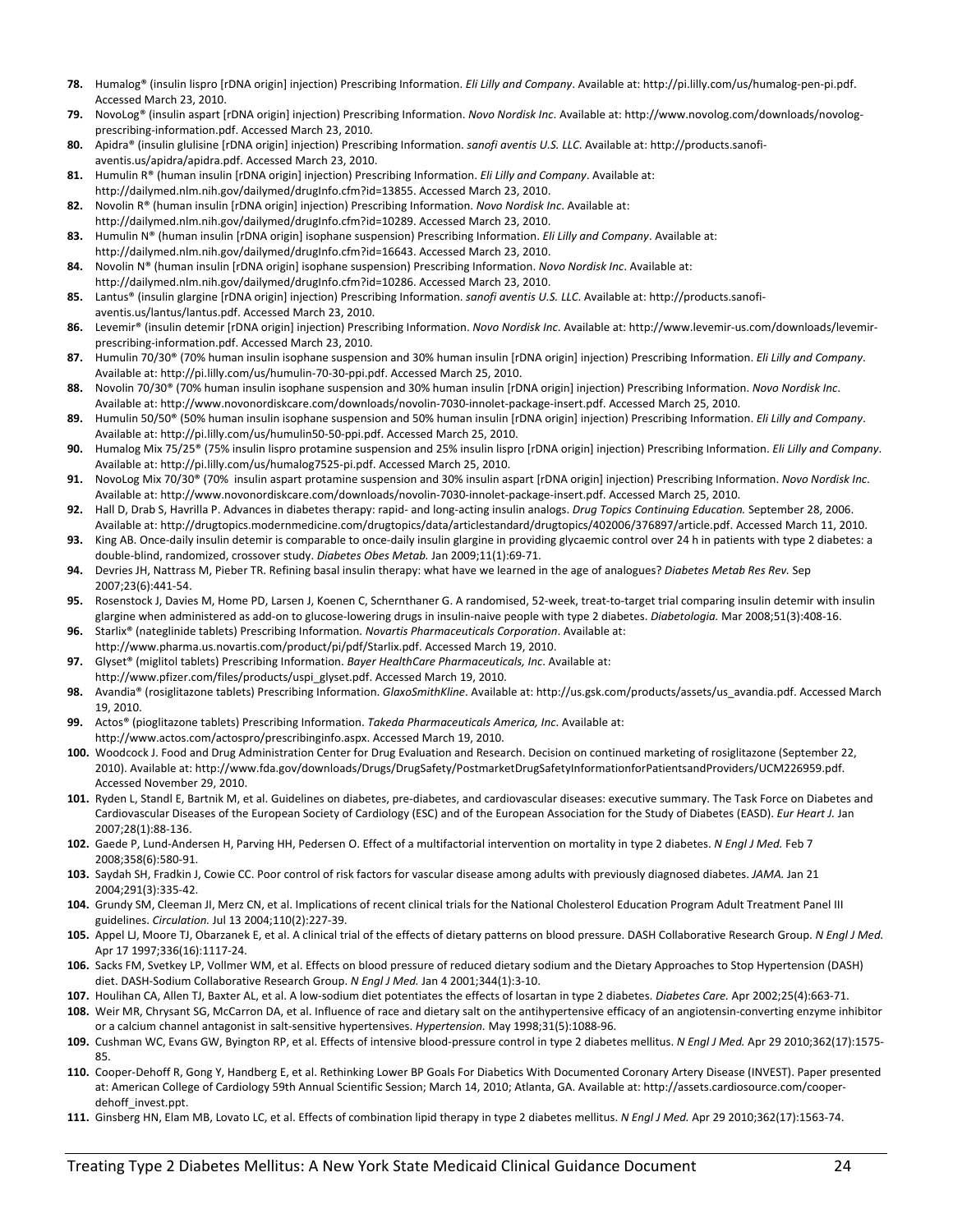78. Humalog® (insulin lispro [rDNA origin] injection) Prescribing Information. *Eli Lilly and Company*. Available at: http://pi.lilly.com/us/humalog-pen-pi.pdf. Accessed March 23, 2010.
79. NovoLog® (insulin aspart [rDNA origin] injection) Prescribing Information. *Novo Nordisk Inc*. Available at: http://www.novolog.com/downloads/novolog-prescribing-information.pdf. Accessed March 23, 2010.
80. Apidra® (insulin glulisine [rDNA origin] injection) Prescribing Information. *sanofi aventis U.S. LLC*. Available at: http://products.sanofi-aventis.us/apidra/apidra.pdf. Accessed March 23, 2010.
81. Humulin R® (human insulin [rDNA origin] injection) Prescribing Information. *Eli Lilly and Company*. Available at: http://dailymed.nlm.nih.gov/dailymed/drugInfo.cfm?id=13855. Accessed March 23, 2010.
82. Novolin R® (human insulin [rDNA origin] injection) Prescribing Information. *Novo Nordisk Inc*. Available at: http://dailymed.nlm.nih.gov/dailymed/drugInfo.cfm?id=10289. Accessed March 23, 2010.
83. Humulin N® (human insulin [rDNA origin] isophane suspension) Prescribing Information. *Eli Lilly and Company*. Available at: http://dailymed.nlm.nih.gov/dailymed/drugInfo.cfm?id=16643. Accessed March 23, 2010.
84. Novolin N® (human insulin [rDNA origin] isophane suspension) Prescribing Information. *Novo Nordisk Inc*. Available at: http://dailymed.nlm.nih.gov/dailymed/drugInfo.cfm?id=10286. Accessed March 23, 2010.
85. Lantus® (insulin glargine [rDNA origin] injection) Prescribing Information. *sanofi aventis U.S. LLC*. Available at: http://products.sanofi-aventis.us/lantus/lantus.pdf. Accessed March 23, 2010.
86. Levemir® (insulin detemir [rDNA origin] injection) Prescribing Information. *Novo Nordisk Inc*. Available at: http://www.levemir-us.com/downloads/levemir-prescribing-information.pdf. Accessed March 23, 2010.
87. Humulin 70/30® (70% human insulin isophane suspension and 30% human insulin [rDNA origin] injection) Prescribing Information. *Eli Lilly and Company*. Available at: http://pi.lilly.com/us/humulin-70-30-ppi.pdf. Accessed March 25, 2010.
88. Novolin 70/30® (70% human insulin isophane suspension and 30% human insulin [rDNA origin] injection) Prescribing Information. *Novo Nordisk Inc*. Available at: http://www.novonordiskcare.com/downloads/novolin-7030-innolet-package-insert.pdf. Accessed March 25, 2010.
89. Humulin 50/50® (50% human insulin isophane suspension and 50% human insulin [rDNA origin] injection) Prescribing Information. *Eli Lilly and Company*. Available at: http://pi.lilly.com/us/humulin50-50-ppi.pdf. Accessed March 25, 2010.
90. Humalog Mix 75/25® (75% insulin lispro protamine suspension and 25% insulin lispro [rDNA origin] injection) Prescribing Information. *Eli Lilly and Company*. Available at: http://pi.lilly.com/us/humalog7525-pi.pdf. Accessed March 25, 2010.
91. NovoLog Mix 70/30® (70% insulin aspart protamine suspension and 30% insulin aspart [rDNA origin] injection) Prescribing Information. *Novo Nordisk Inc*. Available at: http://www.novonordiskcare.com/downloads/novolin-7030-innolet-package-insert.pdf. Accessed March 25, 2010.
92. Hall D, Drab S, Havrilla P. Advances in diabetes therapy: rapid- and long-acting insulin analogs. *Drug Topics Continuing Education.* September 28, 2006. Available at: http://drugtopics.modernmedicine.com/drugtopics/data/articlestandard/drugtopics/402006/376897/article.pdf. Accessed March 11, 2010.
93. King AB. Once-daily insulin detemir is comparable to once-daily insulin glargine in providing glycaemic control over 24 h in patients with type 2 diabetes: a double-blind, randomized, crossover study. *Diabetes Obes Metab.* Jan 2009;11(1):69-71.
94. Devries JH, Nattrass M, Pieber TR. Refining basal insulin therapy: what have we learned in the age of analogues? *Diabetes Metab Res Rev.* Sep 2007;23(6):441-54.
95. Rosenstock J, Davies M, Home PD, Larsen J, Koenen C, Schernthaner G. A randomised, 52-week, treat-to-target trial comparing insulin detemir with insulin glargine when administered as add-on to glucose-lowering drugs in insulin-naive people with type 2 diabetes. *Diabetologia.* Mar 2008;51(3):408-16.
96. Starlix® (nateglinide tablets) Prescribing Information. *Novartis Pharmaceuticals Corporation*. Available at: http://www.pharma.us.novartis.com/product/pi/pdf/Starlix.pdf. Accessed March 19, 2010.
97. Glyset® (miglitol tablets) Prescribing Information. *Bayer HealthCare Pharmaceuticals, Inc*. Available at: http://www.pfizer.com/files/products/uspi_glyset.pdf. Accessed March 19, 2010.
98. Avandia® (rosiglitazone tablets) Prescribing Information. *GlaxoSmithKline*. Available at: http://us.gsk.com/products/assets/us_avandia.pdf. Accessed March 19, 2010.
99. Actos® (pioglitazone tablets) Prescribing Information. *Takeda Pharmaceuticals America, Inc*. Available at: http://www.actos.com/actospro/prescribinginfo.aspx. Accessed March 19, 2010.
100. Woodcock J. Food and Drug Administration Center for Drug Evaluation and Research. Decision on continued marketing of rosiglitazone (September 22, 2010). Available at: http://www.fda.gov/downloads/Drugs/DrugSafety/PostmarketDrugSafetyInformationforPatientsandProviders/UCM226959.pdf. Accessed November 29, 2010.
101. Ryden L, Standl E, Bartnik M, et al. Guidelines on diabetes, pre-diabetes, and cardiovascular diseases: executive summary. The Task Force on Diabetes and Cardiovascular Diseases of the European Society of Cardiology (ESC) and of the European Association for the Study of Diabetes (EASD). *Eur Heart J.* Jan 2007;28(1):88-136.
102. Gaede P, Lund-Andersen H, Parving HH, Pedersen O. Effect of a multifactorial intervention on mortality in type 2 diabetes. *N Engl J Med.* Feb 7 2008;358(6):580-91.
103. Saydah SH, Fradkin J, Cowie CC. Poor control of risk factors for vascular disease among adults with previously diagnosed diabetes. *JAMA.* Jan 21 2004;291(3):335-42.
104. Grundy SM, Cleeman JI, Merz CN, et al. Implications of recent clinical trials for the National Cholesterol Education Program Adult Treatment Panel III guidelines. *Circulation.* Jul 13 2004;110(2):227-39.
105. Appel LJ, Moore TJ, Obarzanek E, et al. A clinical trial of the effects of dietary patterns on blood pressure. DASH Collaborative Research Group. *N Engl J Med.* Apr 17 1997;336(16):1117-24.
106. Sacks FM, Svetkey LP, Vollmer WM, et al. Effects on blood pressure of reduced dietary sodium and the Dietary Approaches to Stop Hypertension (DASH) diet. DASH-Sodium Collaborative Research Group. *N Engl J Med.* Jan 4 2001;344(1):3-10.
107. Houlihan CA, Allen TJ, Baxter AL, et al. A low-sodium diet potentiates the effects of losartan in type 2 diabetes. *Diabetes Care.* Apr 2002;25(4):663-71.
108. Weir MR, Chrysant SG, McCarron DA, et al. Influence of race and dietary salt on the antihypertensive efficacy of an angiotensin-converting enzyme inhibitor or a calcium channel antagonist in salt-sensitive hypertensives. *Hypertension.* May 1998;31(5):1088-96.
109. Cushman WC, Evans GW, Byington RP, et al. Effects of intensive blood-pressure control in type 2 diabetes mellitus. *N Engl J Med.* Apr 29 2010;362(17):1575-85.
110. Cooper-Dehoff R, Gong Y, Handberg E, et al. Rethinking Lower BP Goals For Diabetics With Documented Coronary Artery Disease (INVEST). Paper presented at: American College of Cardiology 59th Annual Scientific Session; March 14, 2010; Atlanta, GA. Available at: http://assets.cardiosource.com/cooper-dehoff_invest.ppt.
111. Ginsberg HN, Elam MB, Lovato LC, et al. Effects of combination lipid therapy in type 2 diabetes mellitus. *N Engl J Med.* Apr 29 2010;362(17):1563-74.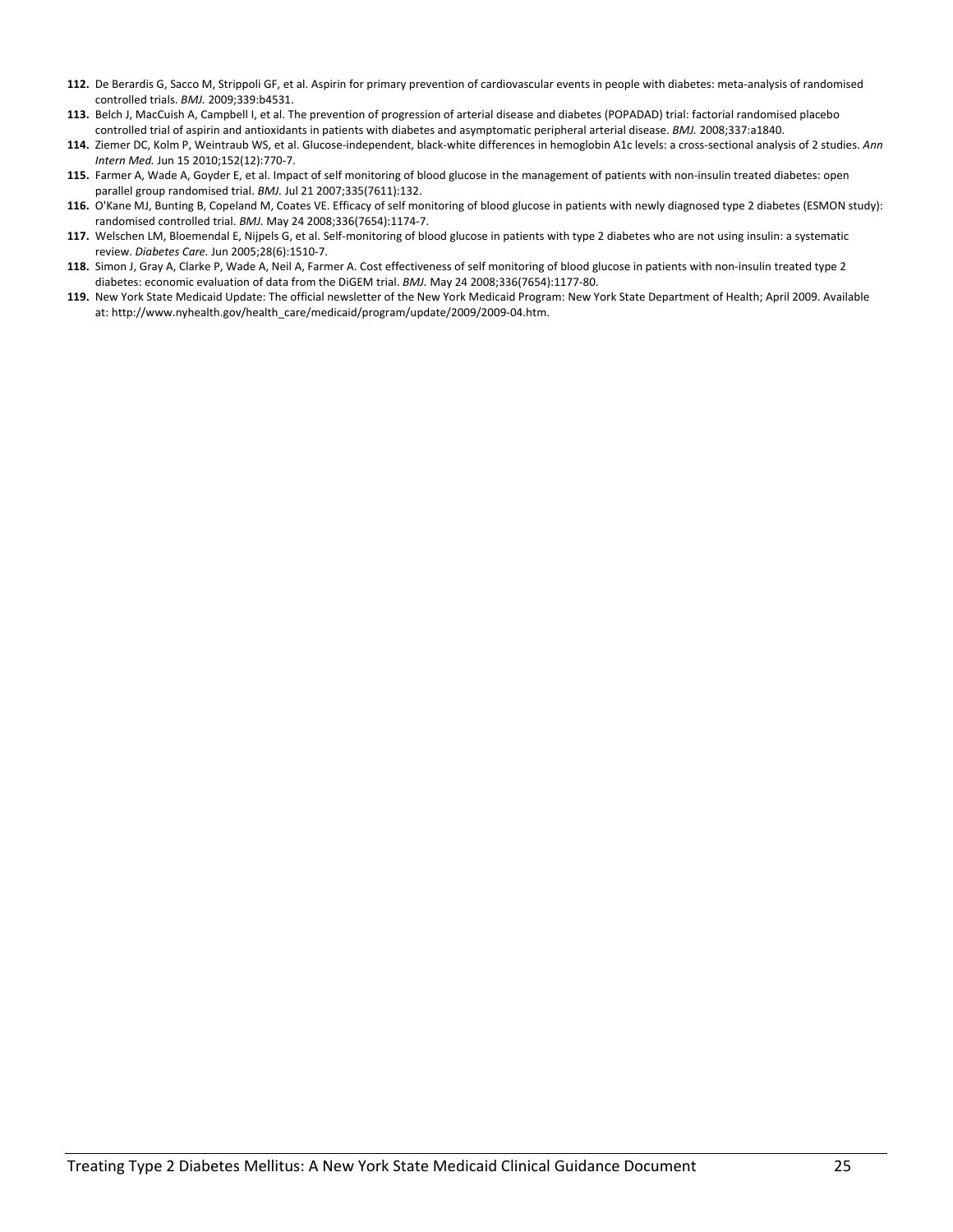**112.** De Berardis G, Sacco M, Strippoli GF, et al. Aspirin for primary prevention of cardiovascular events in people with diabetes: meta-analysis of randomised controlled trials. *BMJ.* 2009;339:b4531.

**113.** Belch J, MacCuish A, Campbell I, et al. The prevention of progression of arterial disease and diabetes (POPADAD) trial: factorial randomised placebo controlled trial of aspirin and antioxidants in patients with diabetes and asymptomatic peripheral arterial disease. *BMJ.* 2008;337:a1840.

**114.** Ziemer DC, Kolm P, Weintraub WS, et al. Glucose-independent, black-white differences in hemoglobin A1c levels: a cross-sectional analysis of 2 studies. *Ann Intern Med.* Jun 15 2010;152(12):770-7.

**115.** Farmer A, Wade A, Goyder E, et al. Impact of self monitoring of blood glucose in the management of patients with non-insulin treated diabetes: open parallel group randomised trial. *BMJ.* Jul 21 2007;335(7611):132.

**116.** O'Kane MJ, Bunting B, Copeland M, Coates VE. Efficacy of self monitoring of blood glucose in patients with newly diagnosed type 2 diabetes (ESMON study): randomised controlled trial. *BMJ.* May 24 2008;336(7654):1174-7.

**117.** Welschen LM, Bloemendal E, Nijpels G, et al. Self-monitoring of blood glucose in patients with type 2 diabetes who are not using insulin: a systematic review. *Diabetes Care.* Jun 2005;28(6):1510-7.

**118.** Simon J, Gray A, Clarke P, Wade A, Neil A, Farmer A. Cost effectiveness of self monitoring of blood glucose in patients with non-insulin treated type 2 diabetes: economic evaluation of data from the DiGEM trial. *BMJ.* May 24 2008;336(7654):1177-80.

**119.** New York State Medicaid Update: The official newsletter of the New York Medicaid Program: New York State Department of Health; April 2009. Available at: http://www.nyhealth.gov/health_care/medicaid/program/update/2009/2009-04.htm.